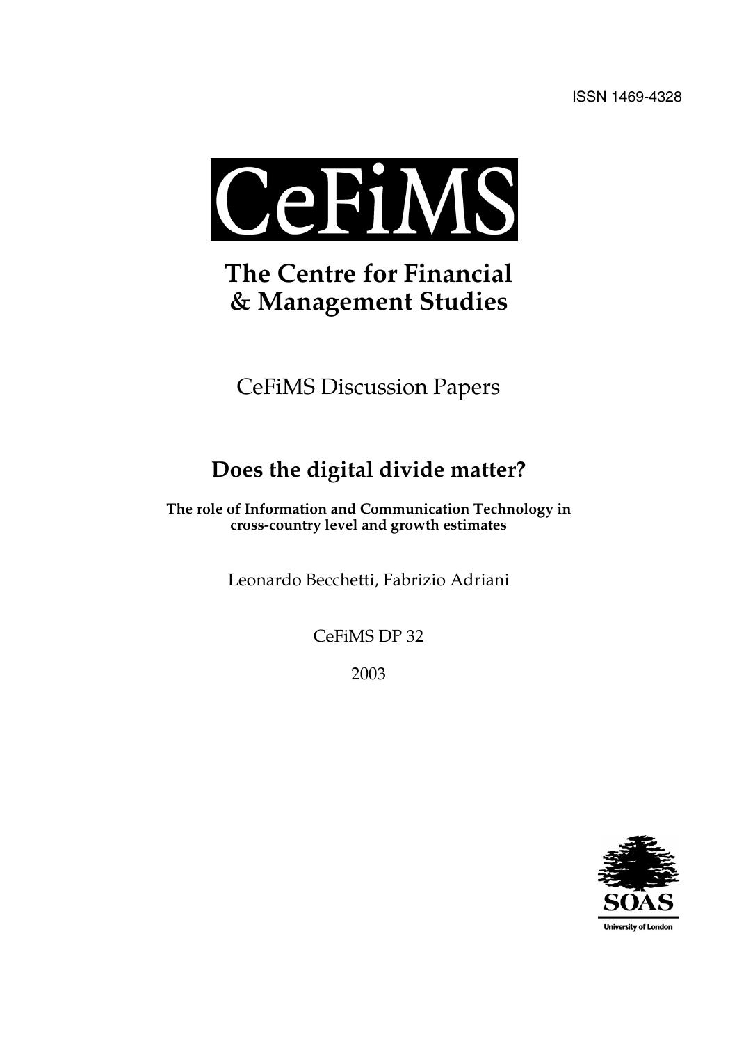ISSN 1469-4328

# CeFiMS

## The Centre for Financial & Management Studies

CeFiMS Discussion Papers

## Does the digital divide matter?

**The role of Information and Communication Technology in cross-country level and growth estimates**

Leonardo Becchetti, Fabrizio Adriani

CeFiMS DP 32

2003

SOAS

University of London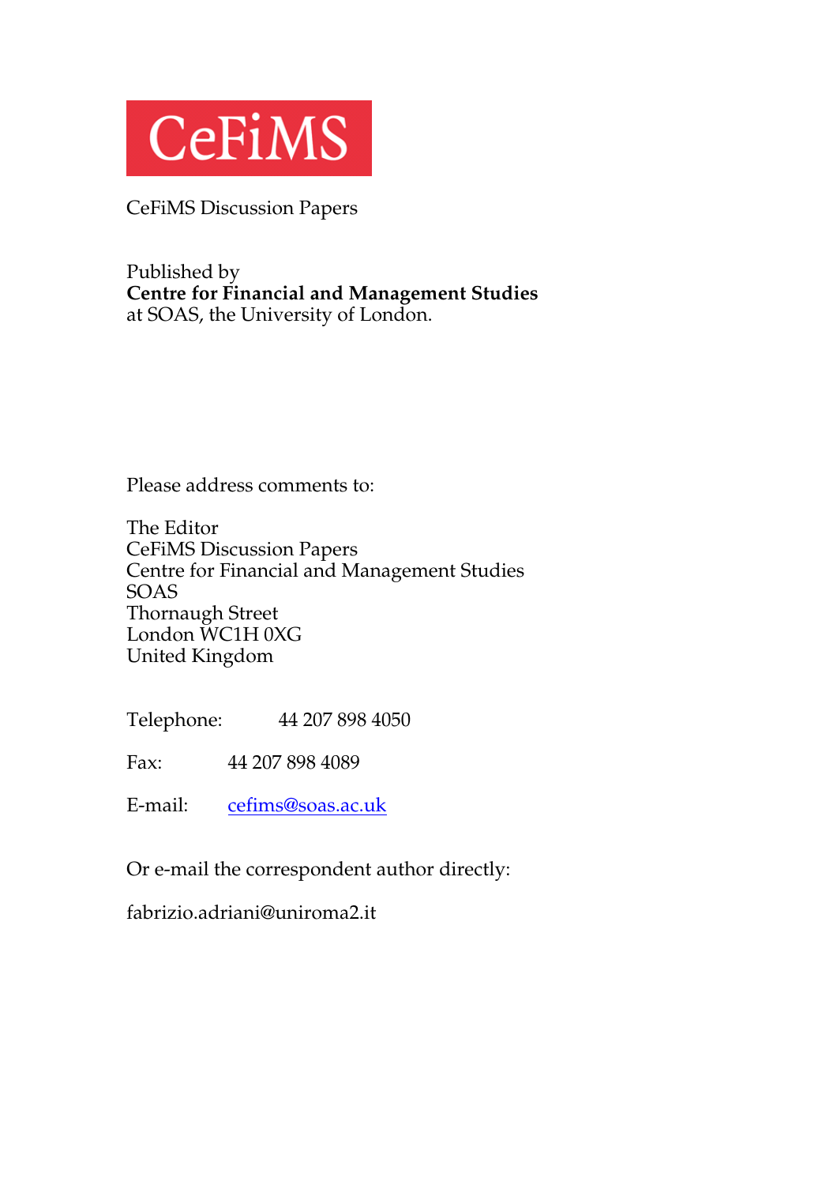CeFiMS

CeFiMS Discussion Papers

Published by
**Centre for Financial and Management Studies**
at SOAS, the University of London.

Please address comments to:

The Editor
CeFiMS Discussion Papers
Centre for Financial and Management Studies
SOAS
Thornaugh Street
London WC1H 0XG
United Kingdom

Telephone: 44 207 898 4050

Fax: 44 207 898 4089

E-mail: cefims@soas.ac.uk

Or e-mail the correspondent author directly:

fabrizio.adriani@uniroma2.it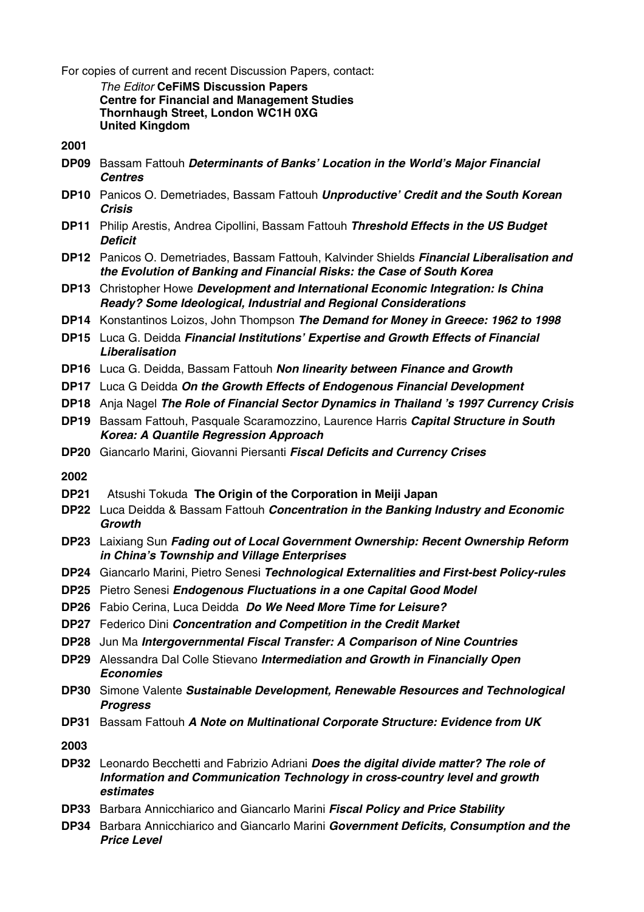For copies of current and recent Discussion Papers, contact:

*The Editor* **CeFiMS Discussion Papers**
**Centre for Financial and Management Studies**
**Thornhaugh Street, London WC1H 0XG**
**United Kingdom**

**2001**

- **DP09** Bassam Fattouh ***Determinants of Banks' Location in the World's Major Financial Centres***
- **DP10** Panicos O. Demetriades, Bassam Fattouh ***Unproductive' Credit and the South Korean Crisis***
- **DP11** Philip Arestis, Andrea Cipollini, Bassam Fattouh ***Threshold Effects in the US Budget Deficit***
- **DP12** Panicos O. Demetriades, Bassam Fattouh, Kalvinder Shields ***Financial Liberalisation and the Evolution of Banking and Financial Risks: the Case of South Korea***
- **DP13** Christopher Howe ***Development and International Economic Integration: Is China Ready? Some Ideological, Industrial and Regional Considerations***
- **DP14** Konstantinos Loizos, John Thompson ***The Demand for Money in Greece: 1962 to 1998***
- **DP15** Luca G. Deidda ***Financial Institutions' Expertise and Growth Effects of Financial Liberalisation***
- **DP16** Luca G. Deidda, Bassam Fattouh ***Non linearity between Finance and Growth***
- **DP17** Luca G Deidda ***On the Growth Effects of Endogenous Financial Development***
- **DP18** Anja Nagel ***The Role of Financial Sector Dynamics in Thailand 's 1997 Currency Crisis***
- **DP19** Bassam Fattouh, Pasquale Scaramozzino, Laurence Harris ***Capital Structure in South Korea: A Quantile Regression Approach***
- **DP20** Giancarlo Marini, Giovanni Piersanti ***Fiscal Deficits and Currency Crises***

**2002**

- **DP21** Atsushi Tokuda **The Origin of the Corporation in Meiji Japan**
- **DP22** Luca Deidda & Bassam Fattouh ***Concentration in the Banking Industry and Economic Growth***
- **DP23** Laixiang Sun ***Fading out of Local Government Ownership: Recent Ownership Reform in China's Township and Village Enterprises***
- **DP24** Giancarlo Marini, Pietro Senesi ***Technological Externalities and First-best Policy-rules***
- **DP25** Pietro Senesi ***Endogenous Fluctuations in a one Capital Good Model***
- **DP26** Fabio Cerina, Luca Deidda ***Do We Need More Time for Leisure?***
- **DP27** Federico Dini ***Concentration and Competition in the Credit Market***
- **DP28** Jun Ma ***Intergovernmental Fiscal Transfer: A Comparison of Nine Countries***
- **DP29** Alessandra Dal Colle Stievano ***Intermediation and Growth in Financially Open Economies***
- **DP30** Simone Valente ***Sustainable Development, Renewable Resources and Technological Progress***
- **DP31** Bassam Fattouh ***A Note on Multinational Corporate Structure: Evidence from UK***

**2003**

- **DP32** Leonardo Becchetti and Fabrizio Adriani ***Does the digital divide matter? The role of Information and Communication Technology in cross-country level and growth estimates***
- **DP33** Barbara Annicchiarico and Giancarlo Marini ***Fiscal Policy and Price Stability***
- **DP34** Barbara Annicchiarico and Giancarlo Marini ***Government Deficits, Consumption and the Price Level***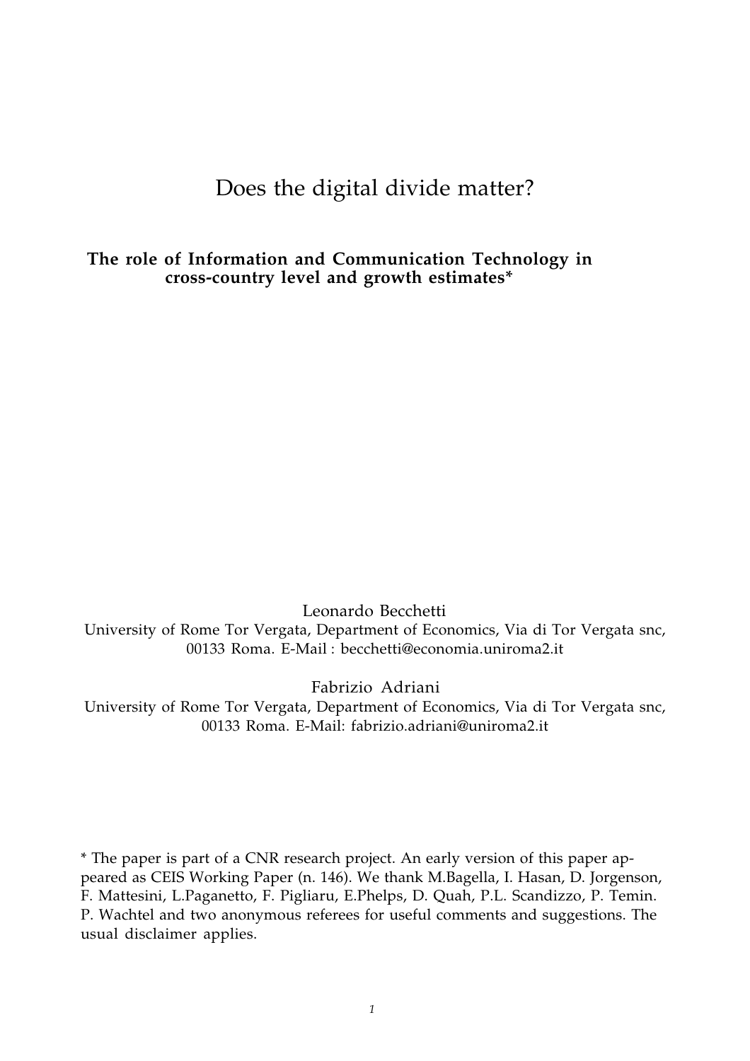# Does the digital divide matter?

**The role of Information and Communication Technology in cross-country level and growth estimates***

Leonardo Becchetti
University of Rome Tor Vergata, Department of Economics, Via di Tor Vergata snc, 00133 Roma. E-Mail : becchetti@economia.uniroma2.it

Fabrizio Adriani
University of Rome Tor Vergata, Department of Economics, Via di Tor Vergata snc, 00133 Roma. E-Mail: fabrizio.adriani@uniroma2.it

* The paper is part of a CNR research project. An early version of this paper appeared as CEIS Working Paper (n. 146). We thank M.Bagella, I. Hasan, D. Jorgenson, F. Mattesini, L.Paganetto, F. Pigliaru, E.Phelps, D. Quah, P.L. Scandizzo, P. Temin. P. Wachtel and two anonymous referees for useful comments and suggestions. The usual disclaimer applies.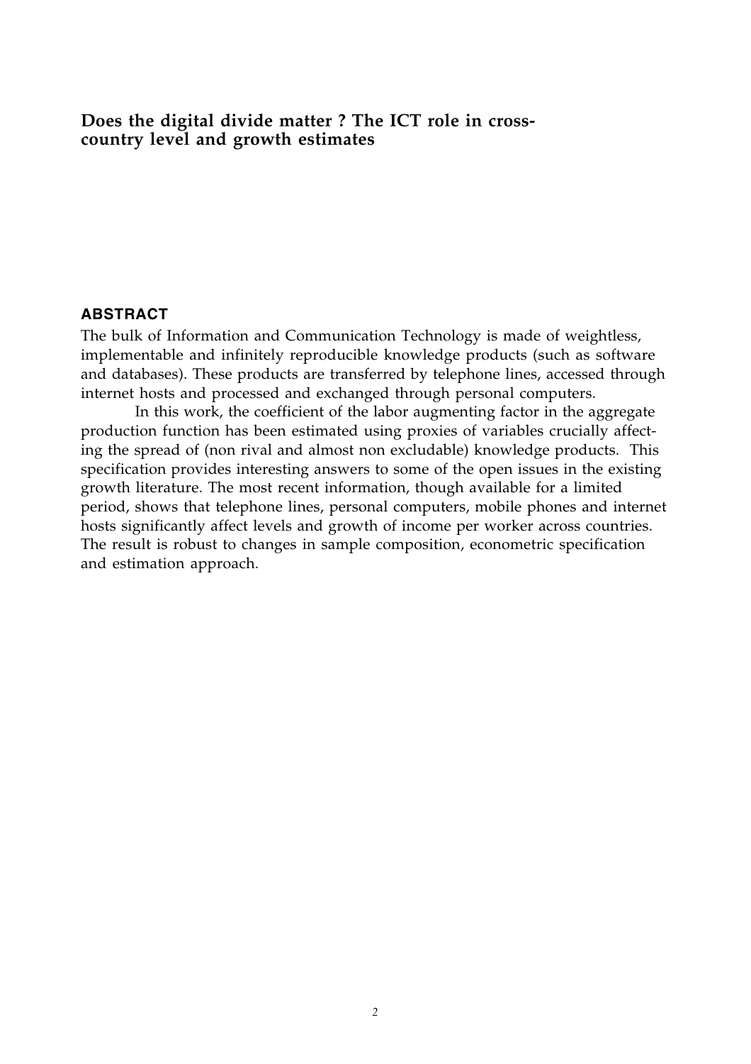**Does the digital divide matter ? The ICT role in cross-country level and growth estimates**

## ABSTRACT

The bulk of Information and Communication Technology is made of weightless, implementable and infinitely reproducible knowledge products (such as software and databases). These products are transferred by telephone lines, accessed through internet hosts and processed and exchanged through personal computers.

In this work, the coefficient of the labor augmenting factor in the aggregate production function has been estimated using proxies of variables crucially affecting the spread of (non rival and almost non excludable) knowledge products. This specification provides interesting answers to some of the open issues in the existing growth literature. The most recent information, though available for a limited period, shows that telephone lines, personal computers, mobile phones and internet hosts significantly affect levels and growth of income per worker across countries. The result is robust to changes in sample composition, econometric specification and estimation approach.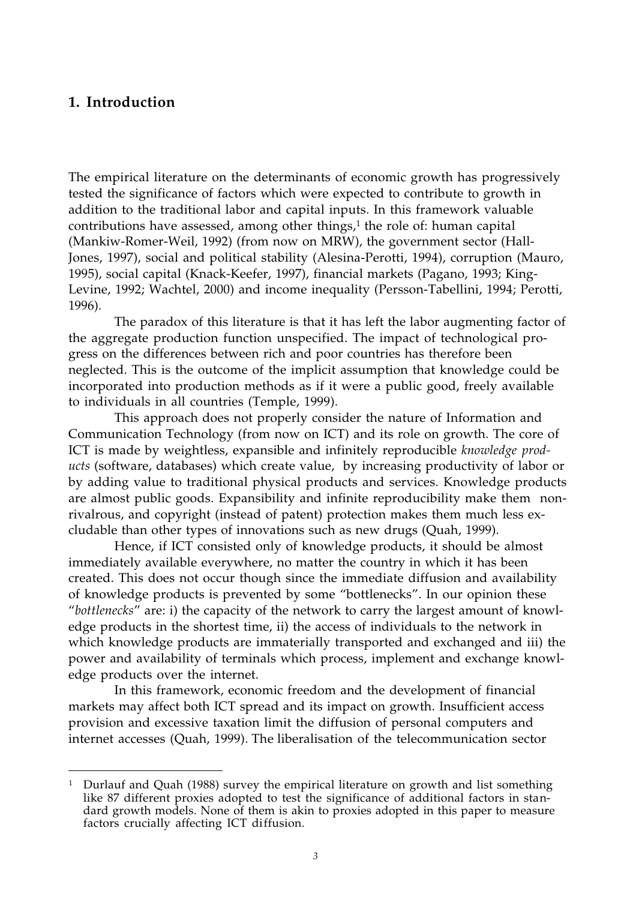## 1. Introduction

The empirical literature on the determinants of economic growth has progressively tested the significance of factors which were expected to contribute to growth in addition to the traditional labor and capital inputs. In this framework valuable contributions have assessed, among other things,[1] the role of: human capital (Mankiw-Romer-Weil, 1992) (from now on MRW), the government sector (Hall-Jones, 1997), social and political stability (Alesina-Perotti, 1994), corruption (Mauro, 1995), social capital (Knack-Keefer, 1997), financial markets (Pagano, 1993; King-Levine, 1992; Wachtel, 2000) and income inequality (Persson-Tabellini, 1994; Perotti, 1996).

The paradox of this literature is that it has left the labor augmenting factor of the aggregate production function unspecified. The impact of technological progress on the differences between rich and poor countries has therefore been neglected. This is the outcome of the implicit assumption that knowledge could be incorporated into production methods as if it were a public good, freely available to individuals in all countries (Temple, 1999).

This approach does not properly consider the nature of Information and Communication Technology (from now on ICT) and its role on growth. The core of ICT is made by weightless, expansible and infinitely reproducible *knowledge products* (software, databases) which create value, by increasing productivity of labor or by adding value to traditional physical products and services. Knowledge products are almost public goods. Expansibility and infinite reproducibility make them nonrivalrous, and copyright (instead of patent) protection makes them much less excludable than other types of innovations such as new drugs (Quah, 1999).

Hence, if ICT consisted only of knowledge products, it should be almost immediately available everywhere, no matter the country in which it has been created. This does not occur though since the immediate diffusion and availability of knowledge products is prevented by some "bottlenecks". In our opinion these "*bottlenecks*" are: i) the capacity of the network to carry the largest amount of knowledge products in the shortest time, ii) the access of individuals to the network in which knowledge products are immaterially transported and exchanged and iii) the power and availability of terminals which process, implement and exchange knowledge products over the internet.

In this framework, economic freedom and the development of financial markets may affect both ICT spread and its impact on growth. Insufficient access provision and excessive taxation limit the diffusion of personal computers and internet accesses (Quah, 1999). The liberalisation of the telecommunication sector

[1] Durlauf and Quah (1988) survey the empirical literature on growth and list something like 87 different proxies adopted to test the significance of additional factors in standard growth models. None of them is akin to proxies adopted in this paper to measure factors crucially affecting ICT diffusion.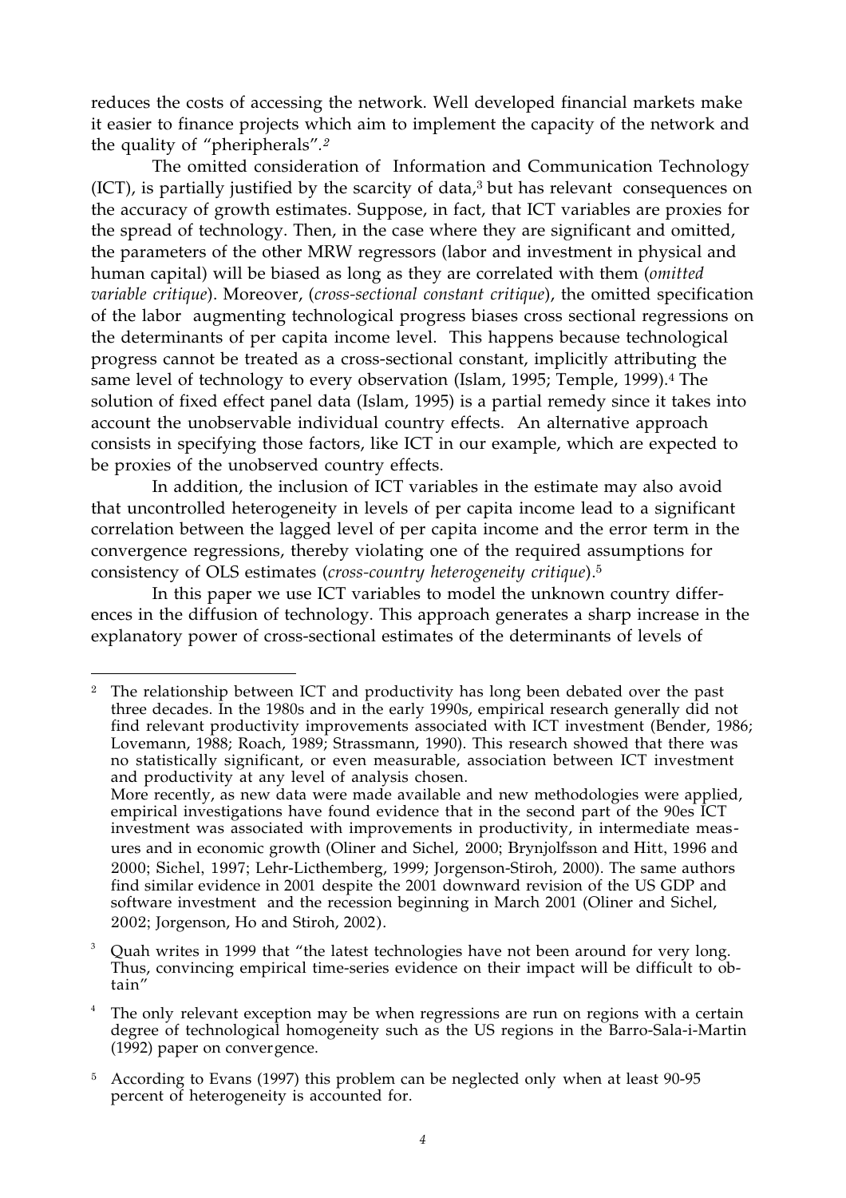reduces the costs of accessing the network. Well developed financial markets make it easier to finance projects which aim to implement the capacity of the network and the quality of "pheripherals".[2]

The omitted consideration of Information and Communication Technology (ICT), is partially justified by the scarcity of data,[3] but has relevant consequences on the accuracy of growth estimates. Suppose, in fact, that ICT variables are proxies for the spread of technology. Then, in the case where they are significant and omitted, the parameters of the other MRW regressors (labor and investment in physical and human capital) will be biased as long as they are correlated with them (*omitted variable critique*). Moreover, (*cross-sectional constant critique*), the omitted specification of the labor augmenting technological progress biases cross sectional regressions on the determinants of per capita income level. This happens because technological progress cannot be treated as a cross-sectional constant, implicitly attributing the same level of technology to every observation (Islam, 1995; Temple, 1999).[4] The solution of fixed effect panel data (Islam, 1995) is a partial remedy since it takes into account the unobservable individual country effects. An alternative approach consists in specifying those factors, like ICT in our example, which are expected to be proxies of the unobserved country effects.

In addition, the inclusion of ICT variables in the estimate may also avoid that uncontrolled heterogeneity in levels of per capita income lead to a significant correlation between the lagged level of per capita income and the error term in the convergence regressions, thereby violating one of the required assumptions for consistency of OLS estimates (*cross-country heterogeneity critique*).[5]

In this paper we use ICT variables to model the unknown country differences in the diffusion of technology. This approach generates a sharp increase in the explanatory power of cross-sectional estimates of the determinants of levels of

---

[2] The relationship between ICT and productivity has long been debated over the past three decades. In the 1980s and in the early 1990s, empirical research generally did not find relevant productivity improvements associated with ICT investment (Bender, 1986; Lovemann, 1988; Roach, 1989; Strassmann, 1990). This research showed that there was no statistically significant, or even measurable, association between ICT investment and productivity at any level of analysis chosen.
More recently, as new data were made available and new methodologies were applied, empirical investigations have found evidence that in the second part of the 90es ICT investment was associated with improvements in productivity, in intermediate measures and in economic growth (Oliner and Sichel, 2000; Brynjolfsson and Hitt, 1996 and 2000; Sichel, 1997; Lehr-Licthemberg, 1999; Jorgenson-Stiroh, 2000). The same authors find similar evidence in 2001 despite the 2001 downward revision of the US GDP and software investment and the recession beginning in March 2001 (Oliner and Sichel, 2002; Jorgenson, Ho and Stiroh, 2002).

[3] Quah writes in 1999 that "the latest technologies have not been around for very long. Thus, convincing empirical time-series evidence on their impact will be difficult to obtain"

[4] The only relevant exception may be when regressions are run on regions with a certain degree of technological homogeneity such as the US regions in the Barro-Sala-i-Martin (1992) paper on convergence.

[5] According to Evans (1997) this problem can be neglected only when at least 90-95 percent of heterogeneity is accounted for.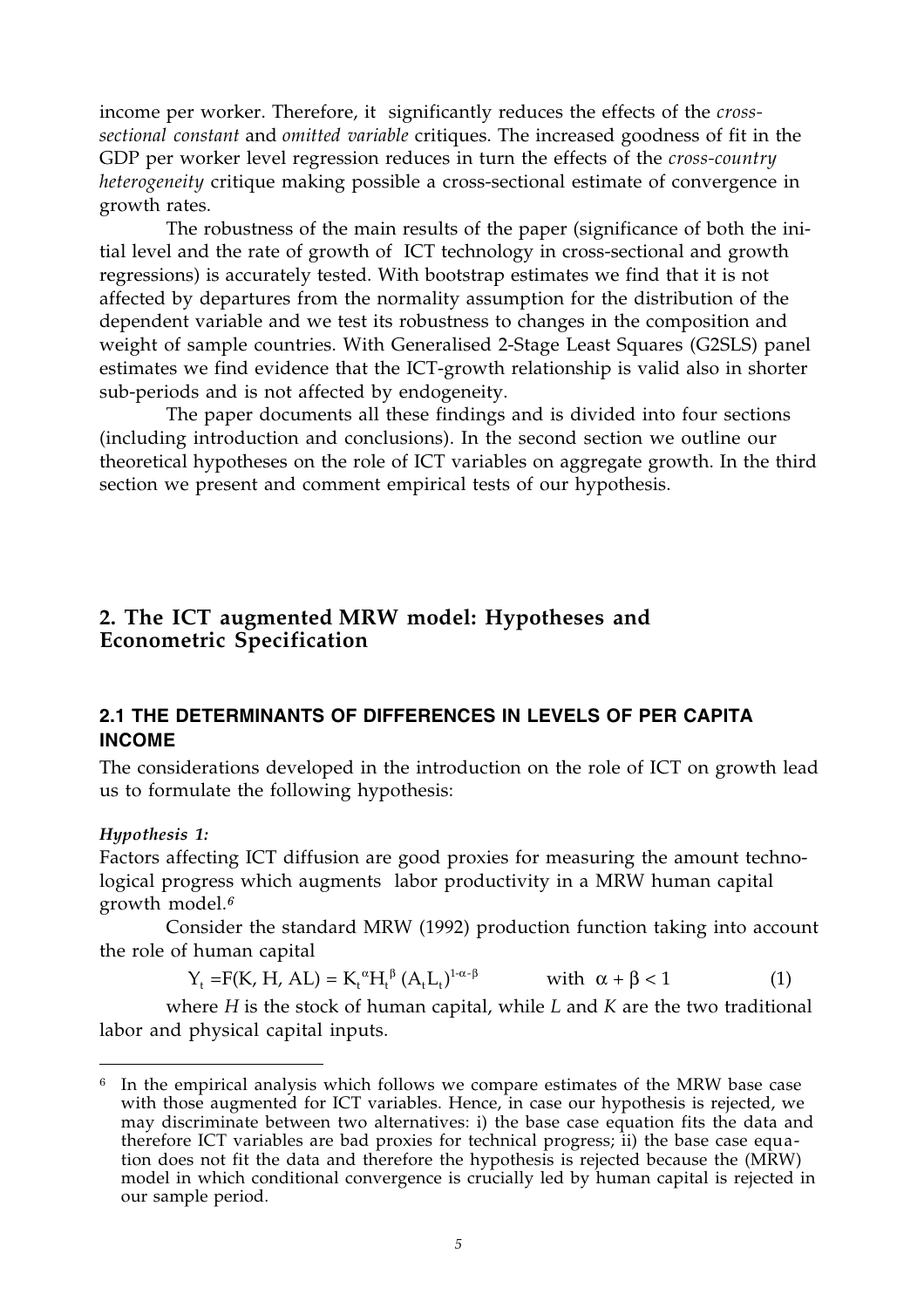income per worker. Therefore, it significantly reduces the effects of the *cross-sectional constant* and *omitted variable* critiques. The increased goodness of fit in the GDP per worker level regression reduces in turn the effects of the *cross-country heterogeneity* critique making possible a cross-sectional estimate of convergence in growth rates.

The robustness of the main results of the paper (significance of both the initial level and the rate of growth of ICT technology in cross-sectional and growth regressions) is accurately tested. With bootstrap estimates we find that it is not affected by departures from the normality assumption for the distribution of the dependent variable and we test its robustness to changes in the composition and weight of sample countries. With Generalised 2-Stage Least Squares (G2SLS) panel estimates we find evidence that the ICT-growth relationship is valid also in shorter sub-periods and is not affected by endogeneity.

The paper documents all these findings and is divided into four sections (including introduction and conclusions). In the second section we outline our theoretical hypotheses on the role of ICT variables on aggregate growth. In the third section we present and comment empirical tests of our hypothesis.

## 2. The ICT augmented MRW model: Hypotheses and Econometric Specification

### 2.1 THE DETERMINANTS OF DIFFERENCES IN LEVELS OF PER CAPITA INCOME

The considerations developed in the introduction on the role of ICT on growth lead us to formulate the following hypothesis:

***Hypothesis 1:***

Factors affecting ICT diffusion are good proxies for measuring the amount technological progress which augments labor productivity in a MRW human capital growth model.[6]

Consider the standard MRW (1992) production function taking into account the role of human capital

$$Y_t = F(K, H, AL) = K_t^{\alpha} H_t^{\beta} (A_t L_t)^{1-\alpha-\beta} \qquad \text{with } \alpha + \beta < 1 \qquad (1)$$

where $H$ is the stock of human capital, while $L$ and $K$ are the two traditional labor and physical capital inputs.

---

[6] In the empirical analysis which follows we compare estimates of the MRW base case with those augmented for ICT variables. Hence, in case our hypothesis is rejected, we may discriminate between two alternatives: i) the base case equation fits the data and therefore ICT variables are bad proxies for technical progress; ii) the base case equation does not fit the data and therefore the hypothesis is rejected because the (MRW) model in which conditional convergence is crucially led by human capital is rejected in our sample period.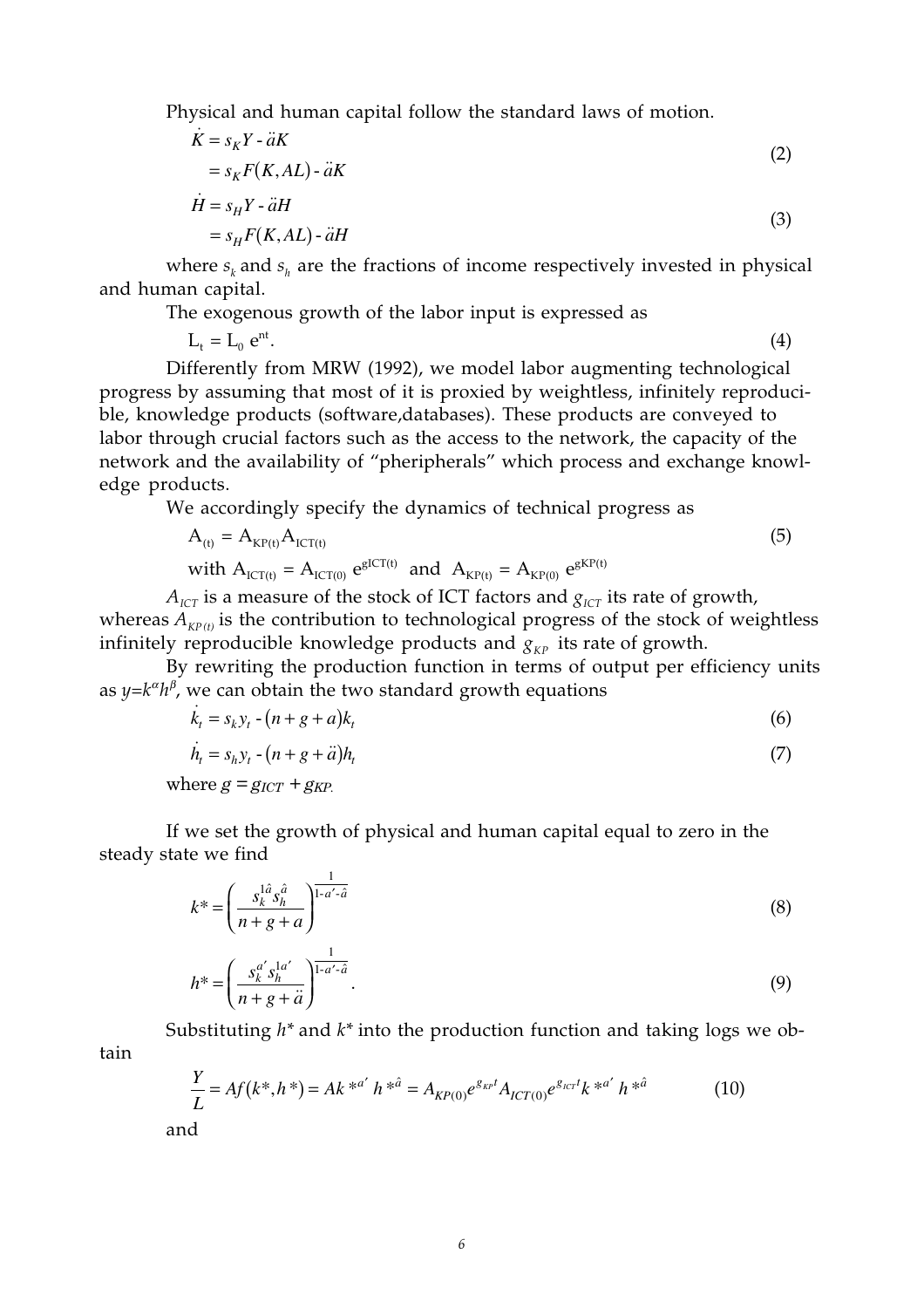Physical and human capital follow the standard laws of motion.

$$\dot{K} = s_K Y - \ddot{a}K = s_K F(K, AL) - \ddot{a}K \tag{2}$$

$$\dot{H} = s_H Y - \ddot{a}H = s_H F(K, AL) - \ddot{a}H \tag{3}$$

where $s_k$ and $s_h$ are the fractions of income respectively invested in physical and human capital.

The exogenous growth of the labor input is expressed as

$$L_t = L_0 \, e^{nt}. \tag{4}$$

Differently from MRW (1992), we model labor augmenting technological progress by assuming that most of it is proxied by weightless, infinitely reproducible, knowledge products (software,databases). These products are conveyed to labor through crucial factors such as the access to the network, the capacity of the network and the availability of "pheripherals" which process and exchange knowledge products.

We accordingly specify the dynamics of technical progress as

$$A_{(t)} = A_{KP(t)} A_{ICT(t)} \tag{5}$$

with $A_{ICT(t)} = A_{ICT(0)} \, e^{gICT(t)}$ and $A_{KP(t)} = A_{KP(0)} \, e^{gKP(t)}$

$A_{ICT}$ is a measure of the stock of ICT factors and $g_{ICT}$ its rate of growth, whereas $A_{KP(t)}$ is the contribution to technological progress of the stock of weightless infinitely reproducible knowledge products and $g_{KP}$ its rate of growth.

By rewriting the production function in terms of output per efficiency units as $y=k^{\alpha}h^{\beta}$, we can obtain the two standard growth equations

$$\dot{k}_t = s_k y_t - (n+g+a)k_t \tag{6}$$

$$\dot{h}_t = s_h y_t - (n+g+\ddot{a})h_t \tag{7}$$

where $g = g_{ICT} + g_{KP}$.

If we set the growth of physical and human capital equal to zero in the steady state we find

$$k^* = \left( \frac{s_k^{1\hat{a}} s_h^{\hat{a}}}{n+g+a} \right)^{\frac{1}{1-a'-\hat{a}}} \tag{8}$$

$$h^* = \left( \frac{s_k^{a'} s_h^{1a'}}{n+g+\ddot{a}} \right)^{\frac{1}{1-a'-\hat{a}}}. \tag{9}$$

Substituting $h^*$ and $k^*$ into the production function and taking logs we obtain

$$\frac{Y}{L} = Af(k^*, h^*) = Ak^{*a'} h^{*\hat{a}} = A_{KP(0)} e^{g_{KP}t} A_{ICT(0)} e^{g_{ICT}t} k^{*a'} h^{*\hat{a}} \tag{10}$$

and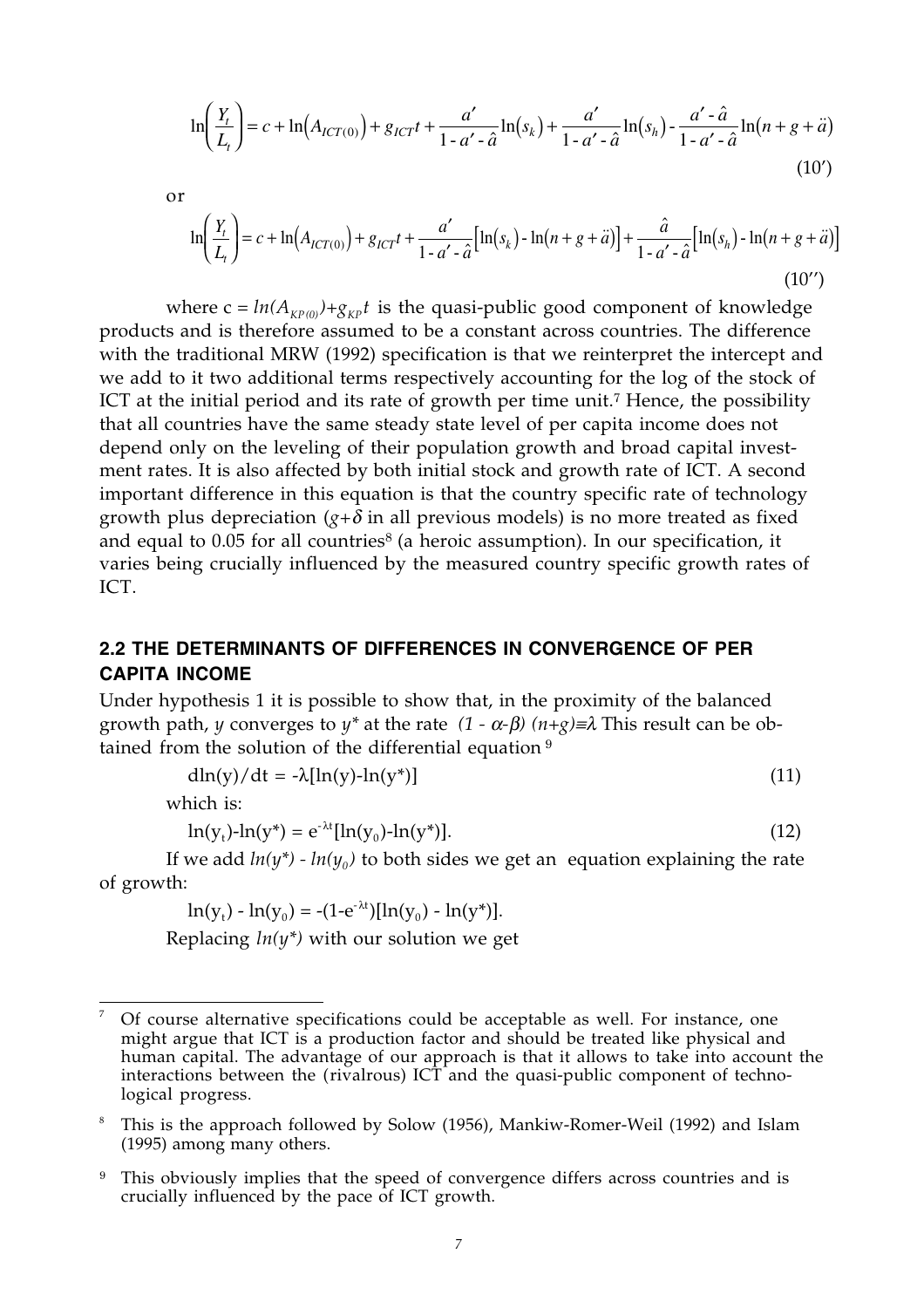$$\ln\left(\frac{Y_t}{L_t}\right) = c + \ln\left(A_{ICT(0)}\right) + g_{ICT}t + \frac{a'}{1-a'-\hat{a}}\ln(s_k) + \frac{a'}{1-a'-\hat{a}}\ln(s_h) - \frac{a'-\hat{a}}{1-a'-\hat{a}}\ln(n+g+\ddot{a}) \tag{10'}$$

or

$$\ln\left(\frac{Y_t}{L_t}\right) = c + \ln\left(A_{ICT(0)}\right) + g_{ICT}t + \frac{a'}{1-a'-\hat{a}}\left[\ln(s_k) - \ln(n+g+\ddot{a})\right] + \frac{\hat{a}}{1-a'-\hat{a}}\left[\ln(s_h) - \ln(n+g+\ddot{a})\right] \tag{10''}$$

where $c = ln(A_{KP(0)})+g_{KP}t$ is the quasi-public good component of knowledge products and is therefore assumed to be a constant across countries. The difference with the traditional MRW (1992) specification is that we reinterpret the intercept and we add to it two additional terms respectively accounting for the log of the stock of ICT at the initial period and its rate of growth per time unit.[7] Hence, the possibility that all countries have the same steady state level of per capita income does not depend only on the leveling of their population growth and broad capital investment rates. It is also affected by both initial stock and growth rate of ICT. A second important difference in this equation is that the country specific rate of technology growth plus depreciation ($g+\delta$ in all previous models) is no more treated as fixed and equal to 0.05 for all countries[8] (a heroic assumption). In our specification, it varies being crucially influenced by the measured country specific growth rates of ICT.

## 2.2 THE DETERMINANTS OF DIFFERENCES IN CONVERGENCE OF PER CAPITA INCOME

Under hypothesis 1 it is possible to show that, in the proximity of the balanced growth path, $y$ converges to $y^*$ at the rate $(1 - \alpha\text{-}\beta)\ (n+g)\equiv\lambda$ This result can be obtained from the solution of the differential equation [9]

$$d\ln(y)/dt = -\lambda[\ln(y)-\ln(y^*)] \tag{11}$$

which is:

$$\ln(y_t)-\ln(y^*) = e^{-\lambda t}[\ln(y_0)-\ln(y^*)]. \tag{12}$$

If we add $ln(y^*) - ln(y_0)$ to both sides we get an equation explaining the rate of growth:

$$\ln(y_t) - \ln(y_0) = -(1-e^{-\lambda t})[\ln(y_0) - \ln(y^*)].$$

Replacing $ln(y^*)$ with our solution we get

---

[7] Of course alternative specifications could be acceptable as well. For instance, one might argue that ICT is a production factor and should be treated like physical and human capital. The advantage of our approach is that it allows to take into account the interactions between the (rivalrous) ICT and the quasi-public component of technological progress.

[8] This is the approach followed by Solow (1956), Mankiw-Romer-Weil (1992) and Islam (1995) among many others.

[9] This obviously implies that the speed of convergence differs across countries and is crucially influenced by the pace of ICT growth.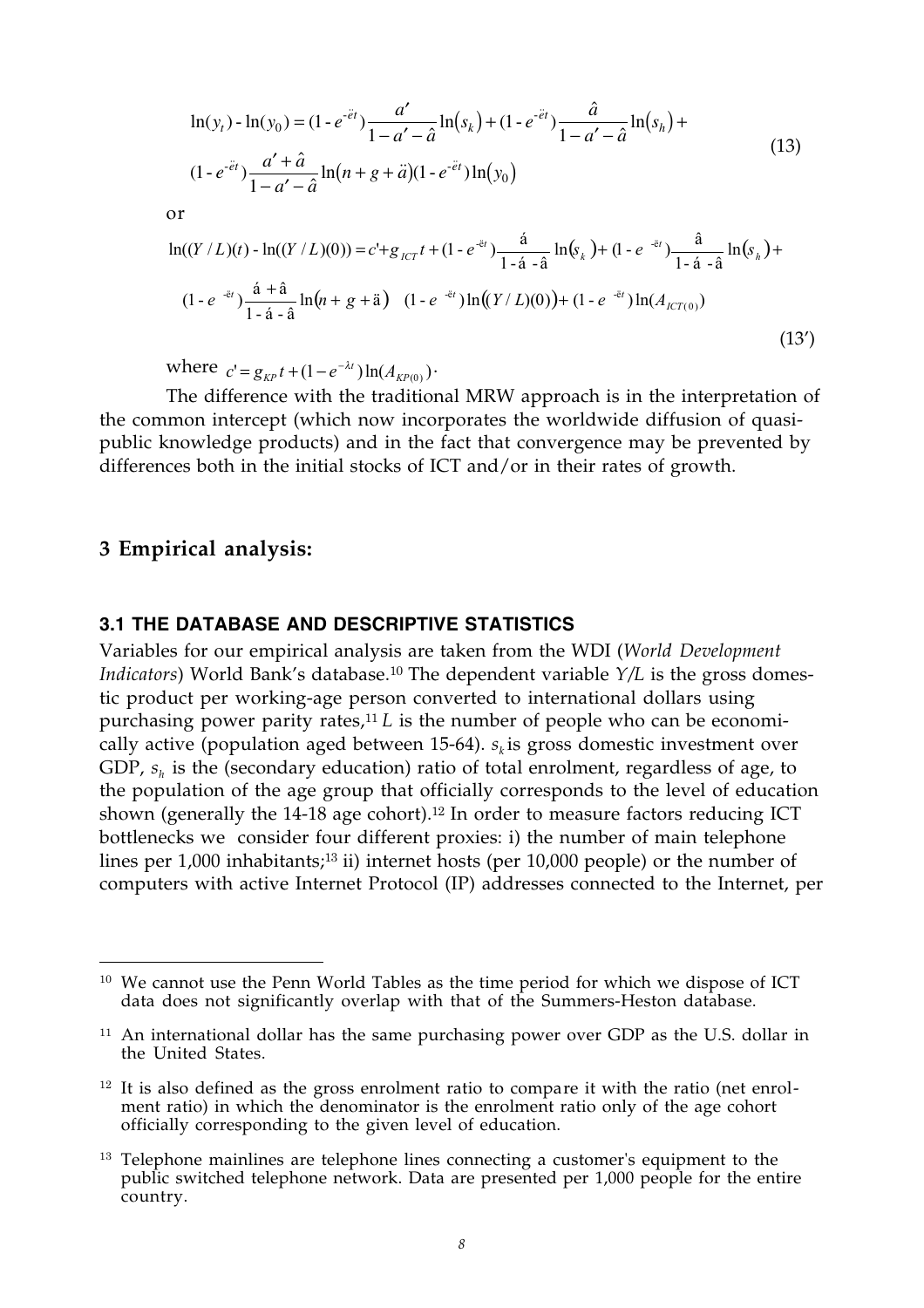$$\ln(y_t) - \ln(y_0) = (1 - e^{-\lambda t})\frac{a'}{1-a'-\hat{a}}\ln(s_k) + (1 - e^{-\lambda t})\frac{\hat{a}}{1-a'-\hat{a}}\ln(s_h) + (1 - e^{-\lambda t})\frac{a'+\hat{a}}{1-a'-\hat{a}}\ln(n+g+\delta)(1 - e^{-\lambda t})\ln(y_0) \tag{13}$$

or

$$\ln((Y/L)(t)) - \ln((Y/L)(0)) = c' + g_{ICT}t + (1 - e^{-\lambda t})\frac{\alpha}{1-\alpha-\beta}\ln(s_k) + (1 - e^{-\lambda t})\frac{\beta}{1-\alpha-\beta}\ln(s_h) + (1 - e^{-\lambda t})\frac{\alpha+\beta}{1-\alpha-\beta}\ln(n+g+\delta) \quad (1 - e^{-\lambda t})\ln((Y/L)(0)) + (1 - e^{-\lambda t})\ln(A_{ICT(0)}) \tag{13'}$$

where $c' = g_{KP}t + (1 - e^{-\lambda t})\ln(A_{KP(0)})$.

The difference with the traditional MRW approach is in the interpretation of the common intercept (which now incorporates the worldwide diffusion of quasi-public knowledge products) and in the fact that convergence may be prevented by differences both in the initial stocks of ICT and/or in their rates of growth.

## 3 Empirical analysis:

### 3.1 THE DATABASE AND DESCRIPTIVE STATISTICS

Variables for our empirical analysis are taken from the WDI (*World Development Indicators*) World Bank's database.[10] The dependent variable *Y/L* is the gross domestic product per working-age person converted to international dollars using purchasing power parity rates,[11] *L* is the number of people who can be economically active (population aged between 15-64). $s_k$ is gross domestic investment over GDP, $s_h$ is the (secondary education) ratio of total enrolment, regardless of age, to the population of the age group that officially corresponds to the level of education shown (generally the 14-18 age cohort).[12] In order to measure factors reducing ICT bottlenecks we consider four different proxies: i) the number of main telephone lines per 1,000 inhabitants;[13] ii) internet hosts (per 10,000 people) or the number of computers with active Internet Protocol (IP) addresses connected to the Internet, per

---

[10] We cannot use the Penn World Tables as the time period for which we dispose of ICT data does not significantly overlap with that of the Summers-Heston database.

[11] An international dollar has the same purchasing power over GDP as the U.S. dollar in the United States.

[12] It is also defined as the gross enrolment ratio to compare it with the ratio (net enrolment ratio) in which the denominator is the enrolment ratio only of the age cohort officially corresponding to the given level of education.

[13] Telephone mainlines are telephone lines connecting a customer's equipment to the public switched telephone network. Data are presented per 1,000 people for the entire country.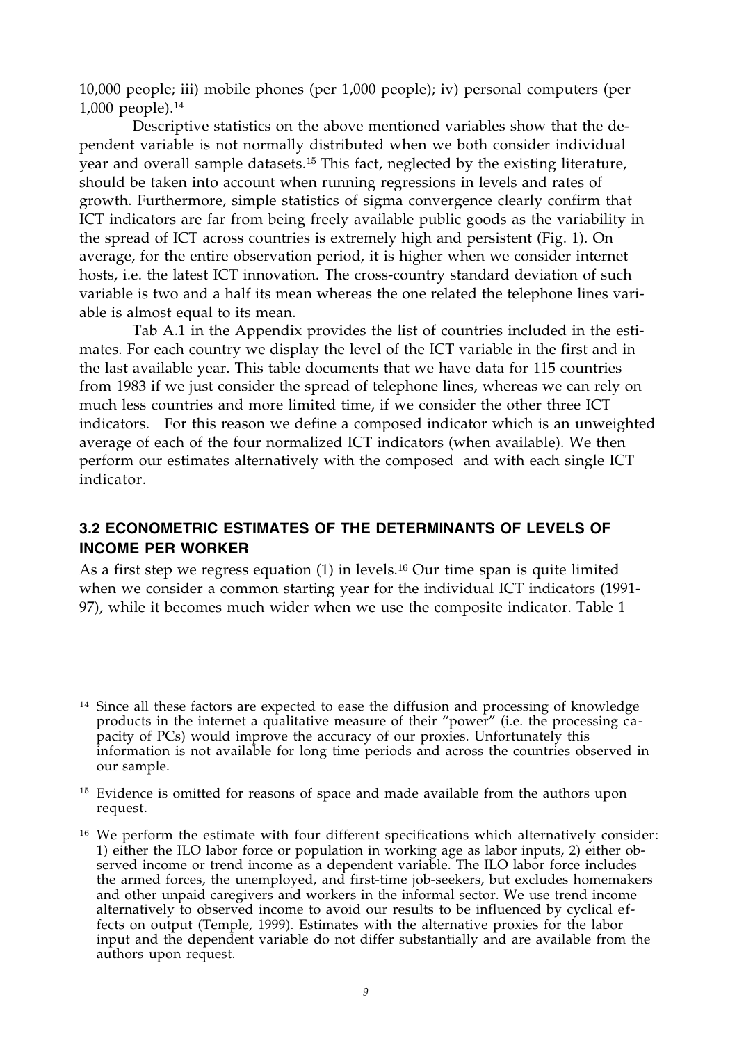10,000 people; iii) mobile phones (per 1,000 people); iv) personal computers (per 1,000 people).[14]

Descriptive statistics on the above mentioned variables show that the dependent variable is not normally distributed when we both consider individual year and overall sample datasets.[15] This fact, neglected by the existing literature, should be taken into account when running regressions in levels and rates of growth. Furthermore, simple statistics of sigma convergence clearly confirm that ICT indicators are far from being freely available public goods as the variability in the spread of ICT across countries is extremely high and persistent (Fig. 1). On average, for the entire observation period, it is higher when we consider internet hosts, i.e. the latest ICT innovation. The cross-country standard deviation of such variable is two and a half its mean whereas the one related the telephone lines variable is almost equal to its mean.

Tab A.1 in the Appendix provides the list of countries included in the estimates. For each country we display the level of the ICT variable in the first and in the last available year. This table documents that we have data for 115 countries from 1983 if we just consider the spread of telephone lines, whereas we can rely on much less countries and more limited time, if we consider the other three ICT indicators. For this reason we define a composed indicator which is an unweighted average of each of the four normalized ICT indicators (when available). We then perform our estimates alternatively with the composed and with each single ICT indicator.

### 3.2 ECONOMETRIC ESTIMATES OF THE DETERMINANTS OF LEVELS OF INCOME PER WORKER

As a first step we regress equation (1) in levels.[16] Our time span is quite limited when we consider a common starting year for the individual ICT indicators (1991-97), while it becomes much wider when we use the composite indicator. Table 1

---

[14] Since all these factors are expected to ease the diffusion and processing of knowledge products in the internet a qualitative measure of their "power" (i.e. the processing capacity of PCs) would improve the accuracy of our proxies. Unfortunately this information is not available for long time periods and across the countries observed in our sample.

[15] Evidence is omitted for reasons of space and made available from the authors upon request.

[16] We perform the estimate with four different specifications which alternatively consider: 1) either the ILO labor force or population in working age as labor inputs, 2) either observed income or trend income as a dependent variable. The ILO labor force includes the armed forces, the unemployed, and first-time job-seekers, but excludes homemakers and other unpaid caregivers and workers in the informal sector. We use trend income alternatively to observed income to avoid our results to be influenced by cyclical effects on output (Temple, 1999). Estimates with the alternative proxies for the labor input and the dependent variable do not differ substantially and are available from the authors upon request.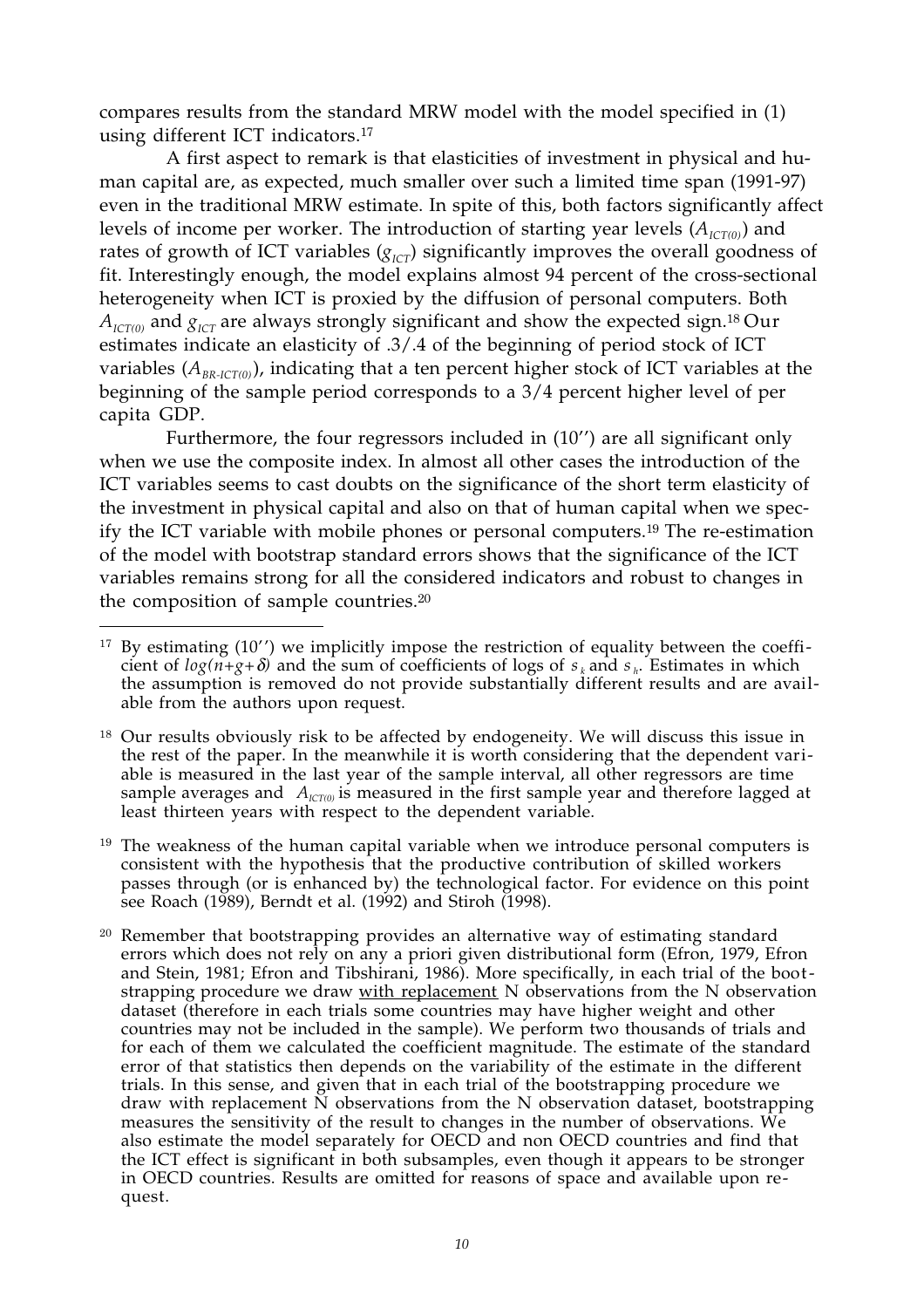compares results from the standard MRW model with the model specified in (1) using different ICT indicators.[17]

A first aspect to remark is that elasticities of investment in physical and human capital are, as expected, much smaller over such a limited time span (1991-97) even in the traditional MRW estimate. In spite of this, both factors significantly affect levels of income per worker. The introduction of starting year levels ($A_{ICT(0)}$) and rates of growth of ICT variables ($g_{ICT}$) significantly improves the overall goodness of fit. Interestingly enough, the model explains almost 94 percent of the cross-sectional heterogeneity when ICT is proxied by the diffusion of personal computers. Both $A_{ICT(0)}$ and $g_{ICT}$ are always strongly significant and show the expected sign.[18] Our estimates indicate an elasticity of .3/.4 of the beginning of period stock of ICT variables ($A_{BR\text{-}ICT(0)}$), indicating that a ten percent higher stock of ICT variables at the beginning of the sample period corresponds to a 3/4 percent higher level of per capita GDP.

Furthermore, the four regressors included in (10'') are all significant only when we use the composite index. In almost all other cases the introduction of the ICT variables seems to cast doubts on the significance of the short term elasticity of the investment in physical capital and also on that of human capital when we specify the ICT variable with mobile phones or personal computers.[19] The re-estimation of the model with bootstrap standard errors shows that the significance of the ICT variables remains strong for all the considered indicators and robust to changes in the composition of sample countries.[20]

---

[17] By estimating (10'') we implicitly impose the restriction of equality between the coefficient of $log(n+g+\delta)$ and the sum of coefficients of logs of $s_k$ and $s_h$. Estimates in which the assumption is removed do not provide substantially different results and are available from the authors upon request.

[18] Our results obviously risk to be affected by endogeneity. We will discuss this issue in the rest of the paper. In the meanwhile it is worth considering that the dependent variable is measured in the last year of the sample interval, all other regressors are time sample averages and $A_{ICT(0)}$ is measured in the first sample year and therefore lagged at least thirteen years with respect to the dependent variable.

[19] The weakness of the human capital variable when we introduce personal computers is consistent with the hypothesis that the productive contribution of skilled workers passes through (or is enhanced by) the technological factor. For evidence on this point see Roach (1989), Berndt et al. (1992) and Stiroh (1998).

[20] Remember that bootstrapping provides an alternative way of estimating standard errors which does not rely on any a priori given distributional form (Efron, 1979, Efron and Stein, 1981; Efron and Tibshirani, 1986). More specifically, in each trial of the bootstrapping procedure we draw <u>with replacement</u> N observations from the N observation dataset (therefore in each trials some countries may have higher weight and other countries may not be included in the sample). We perform two thousands of trials and for each of them we calculated the coefficient magnitude. The estimate of the standard error of that statistics then depends on the variability of the estimate in the different trials. In this sense, and given that in each trial of the bootstrapping procedure we draw with replacement N observations from the N observation dataset, bootstrapping measures the sensitivity of the result to changes in the number of observations. We also estimate the model separately for OECD and non OECD countries and find that the ICT effect is significant in both subsamples, even though it appears to be stronger in OECD countries. Results are omitted for reasons of space and available upon request.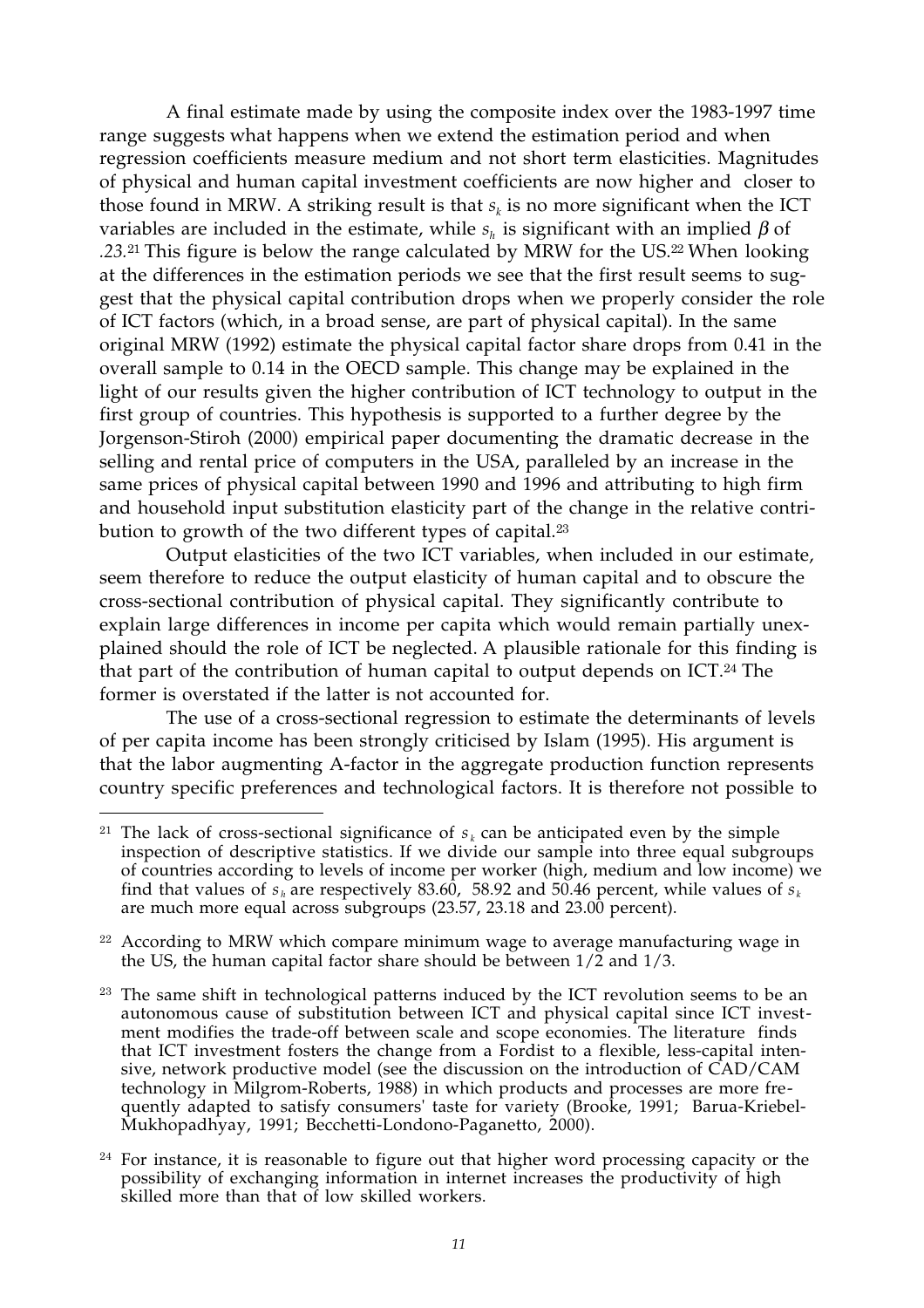A final estimate made by using the composite index over the 1983-1997 time range suggests what happens when we extend the estimation period and when regression coefficients measure medium and not short term elasticities. Magnitudes of physical and human capital investment coefficients are now higher and closer to those found in MRW. A striking result is that $s_k$ is no more significant when the ICT variables are included in the estimate, while $s_h$ is significant with an implied $\beta$ of *.23*.[21] This figure is below the range calculated by MRW for the US.[22] When looking at the differences in the estimation periods we see that the first result seems to suggest that the physical capital contribution drops when we properly consider the role of ICT factors (which, in a broad sense, are part of physical capital). In the same original MRW (1992) estimate the physical capital factor share drops from 0.41 in the overall sample to 0.14 in the OECD sample. This change may be explained in the light of our results given the higher contribution of ICT technology to output in the first group of countries. This hypothesis is supported to a further degree by the Jorgenson-Stiroh (2000) empirical paper documenting the dramatic decrease in the selling and rental price of computers in the USA, paralleled by an increase in the same prices of physical capital between 1990 and 1996 and attributing to high firm and household input substitution elasticity part of the change in the relative contribution to growth of the two different types of capital.[23]

Output elasticities of the two ICT variables, when included in our estimate, seem therefore to reduce the output elasticity of human capital and to obscure the cross-sectional contribution of physical capital. They significantly contribute to explain large differences in income per capita which would remain partially unexplained should the role of ICT be neglected. A plausible rationale for this finding is that part of the contribution of human capital to output depends on ICT.[24] The former is overstated if the latter is not accounted for.

The use of a cross-sectional regression to estimate the determinants of levels of per capita income has been strongly criticised by Islam (1995). His argument is that the labor augmenting A-factor in the aggregate production function represents country specific preferences and technological factors. It is therefore not possible to

---

[21] The lack of cross-sectional significance of $s_k$ can be anticipated even by the simple inspection of descriptive statistics. If we divide our sample into three equal subgroups of countries according to levels of income per worker (high, medium and low income) we find that values of $s_h$ are respectively 83.60, 58.92 and 50.46 percent, while values of $s_k$ are much more equal across subgroups (23.57, 23.18 and 23.00 percent).

[22] According to MRW which compare minimum wage to average manufacturing wage in the US, the human capital factor share should be between 1/2 and 1/3.

[23] The same shift in technological patterns induced by the ICT revolution seems to be an autonomous cause of substitution between ICT and physical capital since ICT investment modifies the trade-off between scale and scope economies. The literature finds that ICT investment fosters the change from a Fordist to a flexible, less-capital intensive, network productive model (see the discussion on the introduction of CAD/CAM technology in Milgrom-Roberts, 1988) in which products and processes are more frequently adapted to satisfy consumers' taste for variety (Brooke, 1991; Barua-Kriebel-Mukhopadhyay, 1991; Becchetti-Londono-Paganetto, 2000).

[24] For instance, it is reasonable to figure out that higher word processing capacity or the possibility of exchanging information in internet increases the productivity of high skilled more than that of low skilled workers.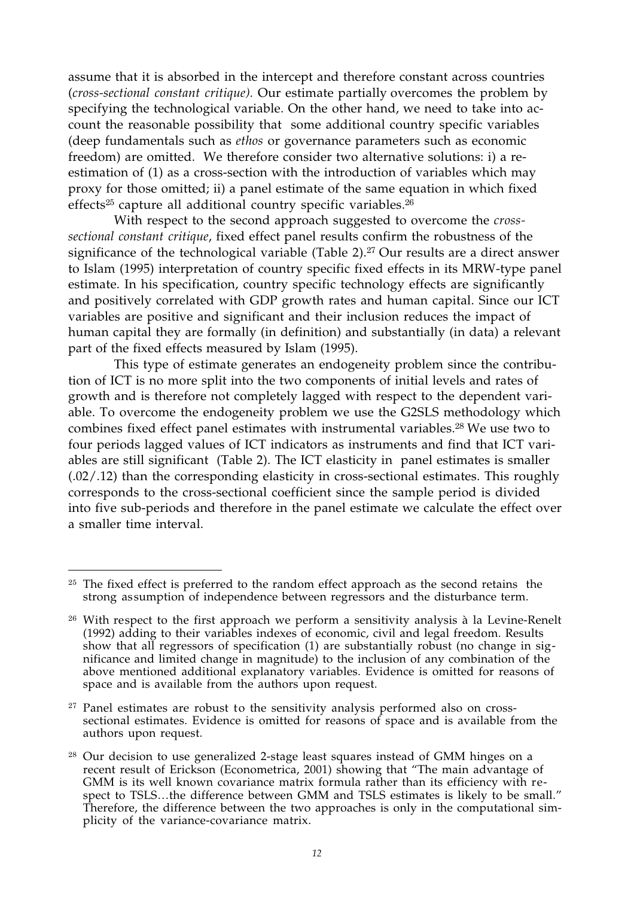assume that it is absorbed in the intercept and therefore constant across countries (*cross-sectional constant critique)*. Our estimate partially overcomes the problem by specifying the technological variable. On the other hand, we need to take into account the reasonable possibility that some additional country specific variables (deep fundamentals such as *ethos* or governance parameters such as economic freedom) are omitted. We therefore consider two alternative solutions: i) a re-estimation of (1) as a cross-section with the introduction of variables which may proxy for those omitted; ii) a panel estimate of the same equation in which fixed effects[25] capture all additional country specific variables.[26]

With respect to the second approach suggested to overcome the *cross-sectional constant critique*, fixed effect panel results confirm the robustness of the significance of the technological variable (Table 2).[27] Our results are a direct answer to Islam (1995) interpretation of country specific fixed effects in its MRW-type panel estimate. In his specification, country specific technology effects are significantly and positively correlated with GDP growth rates and human capital. Since our ICT variables are positive and significant and their inclusion reduces the impact of human capital they are formally (in definition) and substantially (in data) a relevant part of the fixed effects measured by Islam (1995).

This type of estimate generates an endogeneity problem since the contribution of ICT is no more split into the two components of initial levels and rates of growth and is therefore not completely lagged with respect to the dependent variable. To overcome the endogeneity problem we use the G2SLS methodology which combines fixed effect panel estimates with instrumental variables.[28] We use two to four periods lagged values of ICT indicators as instruments and find that ICT variables are still significant (Table 2). The ICT elasticity in panel estimates is smaller (.02/.12) than the corresponding elasticity in cross-sectional estimates. This roughly corresponds to the cross-sectional coefficient since the sample period is divided into five sub-periods and therefore in the panel estimate we calculate the effect over a smaller time interval.

---

[25] The fixed effect is preferred to the random effect approach as the second retains the strong assumption of independence between regressors and the disturbance term.

[26] With respect to the first approach we perform a sensitivity analysis à la Levine-Renelt (1992) adding to their variables indexes of economic, civil and legal freedom. Results show that all regressors of specification (1) are substantially robust (no change in significance and limited change in magnitude) to the inclusion of any combination of the above mentioned additional explanatory variables. Evidence is omitted for reasons of space and is available from the authors upon request.

[27] Panel estimates are robust to the sensitivity analysis performed also on cross-sectional estimates. Evidence is omitted for reasons of space and is available from the authors upon request.

[28] Our decision to use generalized 2-stage least squares instead of GMM hinges on a recent result of Erickson (Econometrica, 2001) showing that "The main advantage of GMM is its well known covariance matrix formula rather than its efficiency with respect to TSLS…the difference between GMM and TSLS estimates is likely to be small." Therefore, the difference between the two approaches is only in the computational simplicity of the variance-covariance matrix.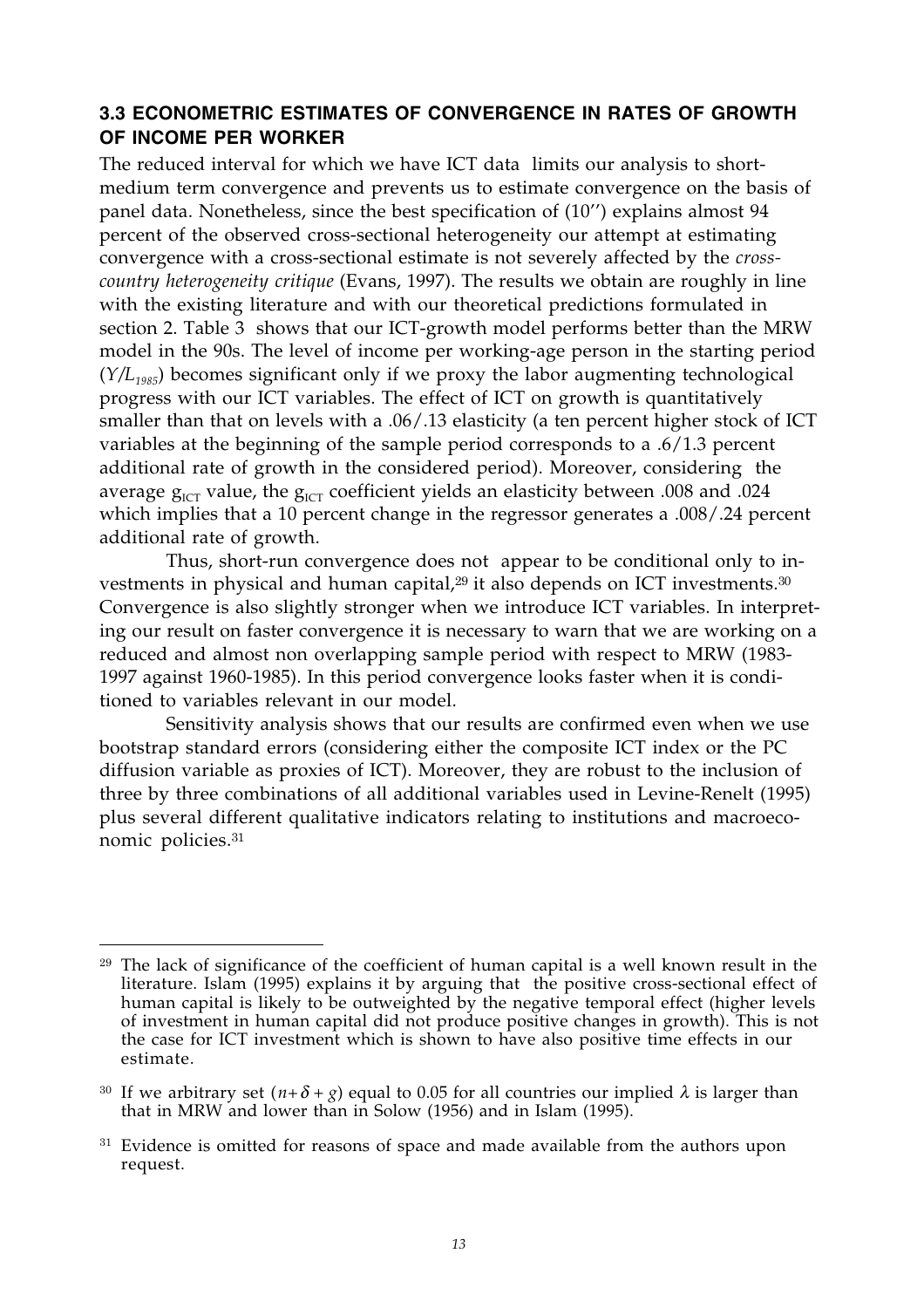### 3.3 ECONOMETRIC ESTIMATES OF CONVERGENCE IN RATES OF GROWTH OF INCOME PER WORKER

The reduced interval for which we have ICT data limits our analysis to short-medium term convergence and prevents us to estimate convergence on the basis of panel data. Nonetheless, since the best specification of (10'') explains almost 94 percent of the observed cross-sectional heterogeneity our attempt at estimating convergence with a cross-sectional estimate is not severely affected by the *cross-country heterogeneity critique* (Evans, 1997). The results we obtain are roughly in line with the existing literature and with our theoretical predictions formulated in section 2. Table 3 shows that our ICT-growth model performs better than the MRW model in the 90s. The level of income per working-age person in the starting period ($Y/L_{1985}$) becomes significant only if we proxy the labor augmenting technological progress with our ICT variables. The effect of ICT on growth is quantitatively smaller than that on levels with a .06/.13 elasticity (a ten percent higher stock of ICT variables at the beginning of the sample period corresponds to a .6/1.3 percent additional rate of growth in the considered period). Moreover, considering the average $g_{ICT}$ value, the $g_{ICT}$ coefficient yields an elasticity between .008 and .024 which implies that a 10 percent change in the regressor generates a .008/.24 percent additional rate of growth.

Thus, short-run convergence does not appear to be conditional only to investments in physical and human capital,[29] it also depends on ICT investments.[30] Convergence is also slightly stronger when we introduce ICT variables. In interpreting our result on faster convergence it is necessary to warn that we are working on a reduced and almost non overlapping sample period with respect to MRW (1983-1997 against 1960-1985). In this period convergence looks faster when it is conditioned to variables relevant in our model.

Sensitivity analysis shows that our results are confirmed even when we use bootstrap standard errors (considering either the composite ICT index or the PC diffusion variable as proxies of ICT). Moreover, they are robust to the inclusion of three by three combinations of all additional variables used in Levine-Renelt (1995) plus several different qualitative indicators relating to institutions and macroeconomic policies.[31]

---

[29] The lack of significance of the coefficient of human capital is a well known result in the literature. Islam (1995) explains it by arguing that the positive cross-sectional effect of human capital is likely to be outweighted by the negative temporal effect (higher levels of investment in human capital did not produce positive changes in growth). This is not the case for ICT investment which is shown to have also positive time effects in our estimate.

[30] If we arbitrary set $(n+\delta+g)$ equal to 0.05 for all countries our implied $\lambda$ is larger than that in MRW and lower than in Solow (1956) and in Islam (1995).

[31] Evidence is omitted for reasons of space and made available from the authors upon request.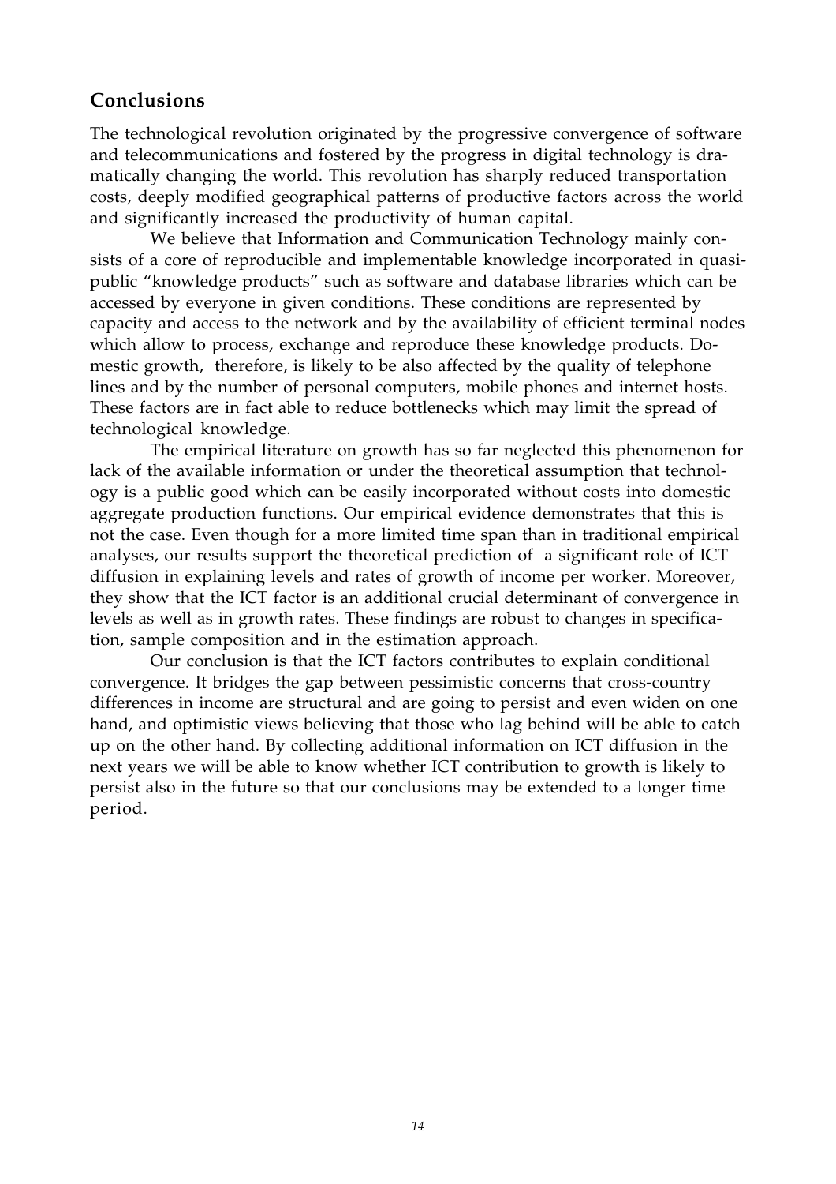## Conclusions

The technological revolution originated by the progressive convergence of software and telecommunications and fostered by the progress in digital technology is dramatically changing the world. This revolution has sharply reduced transportation costs, deeply modified geographical patterns of productive factors across the world and significantly increased the productivity of human capital.

We believe that Information and Communication Technology mainly consists of a core of reproducible and implementable knowledge incorporated in quasi-public "knowledge products" such as software and database libraries which can be accessed by everyone in given conditions. These conditions are represented by capacity and access to the network and by the availability of efficient terminal nodes which allow to process, exchange and reproduce these knowledge products. Domestic growth, therefore, is likely to be also affected by the quality of telephone lines and by the number of personal computers, mobile phones and internet hosts. These factors are in fact able to reduce bottlenecks which may limit the spread of technological knowledge.

The empirical literature on growth has so far neglected this phenomenon for lack of the available information or under the theoretical assumption that technology is a public good which can be easily incorporated without costs into domestic aggregate production functions. Our empirical evidence demonstrates that this is not the case. Even though for a more limited time span than in traditional empirical analyses, our results support the theoretical prediction of a significant role of ICT diffusion in explaining levels and rates of growth of income per worker. Moreover, they show that the ICT factor is an additional crucial determinant of convergence in levels as well as in growth rates. These findings are robust to changes in specification, sample composition and in the estimation approach.

Our conclusion is that the ICT factors contributes to explain conditional convergence. It bridges the gap between pessimistic concerns that cross-country differences in income are structural and are going to persist and even widen on one hand, and optimistic views believing that those who lag behind will be able to catch up on the other hand. By collecting additional information on ICT diffusion in the next years we will be able to know whether ICT contribution to growth is likely to persist also in the future so that our conclusions may be extended to a longer time period.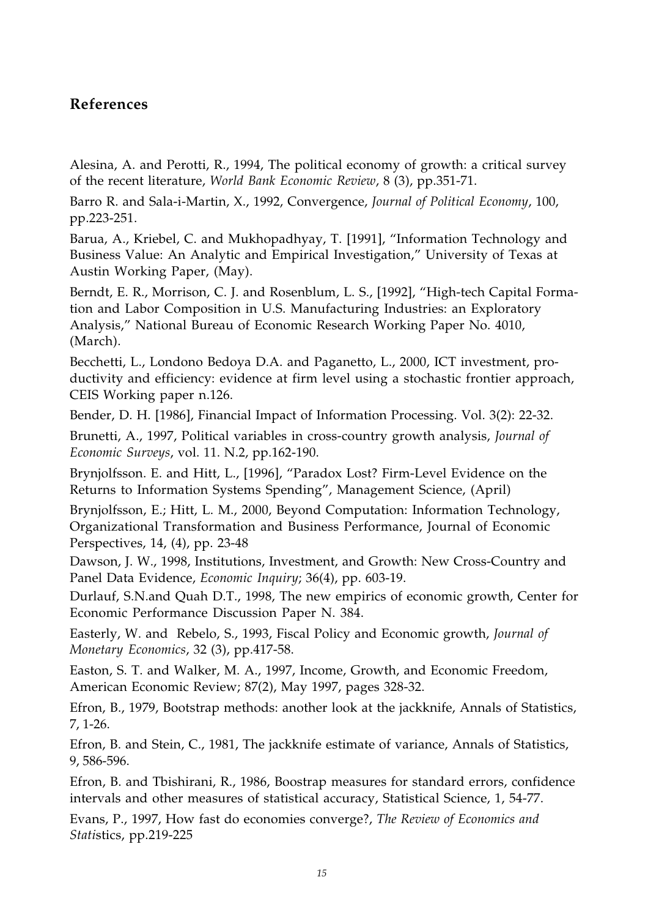## References

Alesina, A. and Perotti, R., 1994, The political economy of growth: a critical survey of the recent literature, *World Bank Economic Review*, 8 (3), pp.351-71.

Barro R. and Sala-i-Martin, X., 1992, Convergence, *Journal of Political Economy*, 100, pp.223-251.

Barua, A., Kriebel, C. and Mukhopadhyay, T. [1991], "Information Technology and Business Value: An Analytic and Empirical Investigation," University of Texas at Austin Working Paper, (May).

Berndt, E. R., Morrison, C. J. and Rosenblum, L. S., [1992], "High-tech Capital Formation and Labor Composition in U.S. Manufacturing Industries: an Exploratory Analysis," National Bureau of Economic Research Working Paper No. 4010, (March).

Becchetti, L., Londono Bedoya D.A. and Paganetto, L., 2000, ICT investment, productivity and efficiency: evidence at firm level using a stochastic frontier approach, CEIS Working paper n.126.

Bender, D. H. [1986], Financial Impact of Information Processing. Vol. 3(2): 22-32.

Brunetti, A., 1997, Political variables in cross-country growth analysis, *Journal of Economic Surveys*, vol. 11. N.2, pp.162-190.

Brynjolfsson. E. and Hitt, L., [1996], "Paradox Lost? Firm-Level Evidence on the Returns to Information Systems Spending", Management Science, (April)

Brynjolfsson, E.; Hitt, L. M., 2000, Beyond Computation: Information Technology, Organizational Transformation and Business Performance, Journal of Economic Perspectives, 14, (4), pp. 23-48

Dawson, J. W., 1998, Institutions, Investment, and Growth: New Cross-Country and Panel Data Evidence, *Economic Inquiry*; 36(4), pp. 603-19.

Durlauf, S.N.and Quah D.T., 1998, The new empirics of economic growth, Center for Economic Performance Discussion Paper N. 384.

Easterly, W. and Rebelo, S., 1993, Fiscal Policy and Economic growth, *Journal of Monetary Economics*, 32 (3), pp.417-58.

Easton, S. T. and Walker, M. A., 1997, Income, Growth, and Economic Freedom, American Economic Review; 87(2), May 1997, pages 328-32.

Efron, B., 1979, Bootstrap methods: another look at the jackknife, Annals of Statistics, 7, 1-26.

Efron, B. and Stein, C., 1981, The jackknife estimate of variance, Annals of Statistics, 9, 586-596.

Efron, B. and Tbishirani, R., 1986, Boostrap measures for standard errors, confidence intervals and other measures of statistical accuracy, Statistical Science, 1, 54-77.

Evans, P., 1997, How fast do economies converge?, *The Review of Economics and Stati*stics, pp.219-225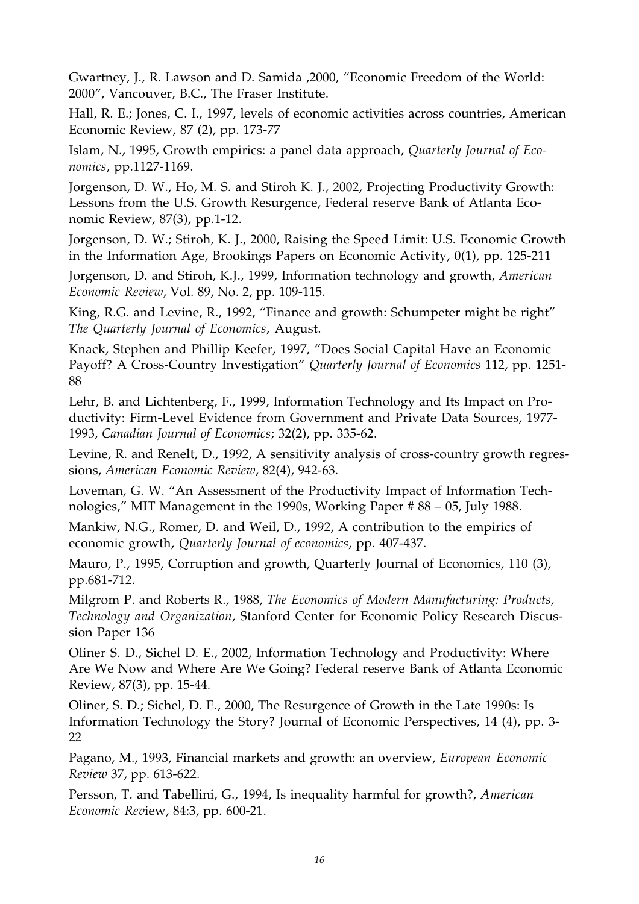Gwartney, J., R. Lawson and D. Samida ,2000, "Economic Freedom of the World: 2000", Vancouver, B.C., The Fraser Institute.

Hall, R. E.; Jones, C. I., 1997, levels of economic activities across countries, American Economic Review, 87 (2), pp. 173-77

Islam, N., 1995, Growth empirics: a panel data approach, *Quarterly Journal of Economics*, pp.1127-1169.

Jorgenson, D. W., Ho, M. S. and Stiroh K. J., 2002, Projecting Productivity Growth: Lessons from the U.S. Growth Resurgence, Federal reserve Bank of Atlanta Economic Review, 87(3), pp.1-12.

Jorgenson, D. W.; Stiroh, K. J., 2000, Raising the Speed Limit: U.S. Economic Growth in the Information Age, Brookings Papers on Economic Activity, 0(1), pp. 125-211

Jorgenson, D. and Stiroh, K.J., 1999, Information technology and growth, *American Economic Review*, Vol. 89, No. 2, pp. 109-115.

King, R.G. and Levine, R., 1992, "Finance and growth: Schumpeter might be right" *The Quarterly Journal of Economics*, August.

Knack, Stephen and Phillip Keefer, 1997, "Does Social Capital Have an Economic Payoff? A Cross-Country Investigation" *Quarterly Journal of Economics* 112, pp. 1251-88

Lehr, B. and Lichtenberg, F., 1999, Information Technology and Its Impact on Productivity: Firm-Level Evidence from Government and Private Data Sources, 1977-1993, *Canadian Journal of Economics*; 32(2), pp. 335-62.

Levine, R. and Renelt, D., 1992, A sensitivity analysis of cross-country growth regressions, *American Economic Review*, 82(4), 942-63.

Loveman, G. W. "An Assessment of the Productivity Impact of Information Technologies," MIT Management in the 1990s, Working Paper # 88 – 05, July 1988.

Mankiw, N.G., Romer, D. and Weil, D., 1992, A contribution to the empirics of economic growth, *Quarterly Journal of economics*, pp. 407-437.

Mauro, P., 1995, Corruption and growth, Quarterly Journal of Economics, 110 (3), pp.681-712.

Milgrom P. and Roberts R., 1988, *The Economics of Modern Manufacturing: Products, Technology and Organization,* Stanford Center for Economic Policy Research Discussion Paper 136

Oliner S. D., Sichel D. E., 2002, Information Technology and Productivity: Where Are We Now and Where Are We Going? Federal reserve Bank of Atlanta Economic Review, 87(3), pp. 15-44.

Oliner, S. D.; Sichel, D. E., 2000, The Resurgence of Growth in the Late 1990s: Is Information Technology the Story? Journal of Economic Perspectives, 14 (4), pp. 3-22

Pagano, M., 1993, Financial markets and growth: an overview, *European Economic Review* 37, pp. 613-622.

Persson, T. and Tabellini, G., 1994, Is inequality harmful for growth?, *American Economic Review*, 84:3, pp. 600-21.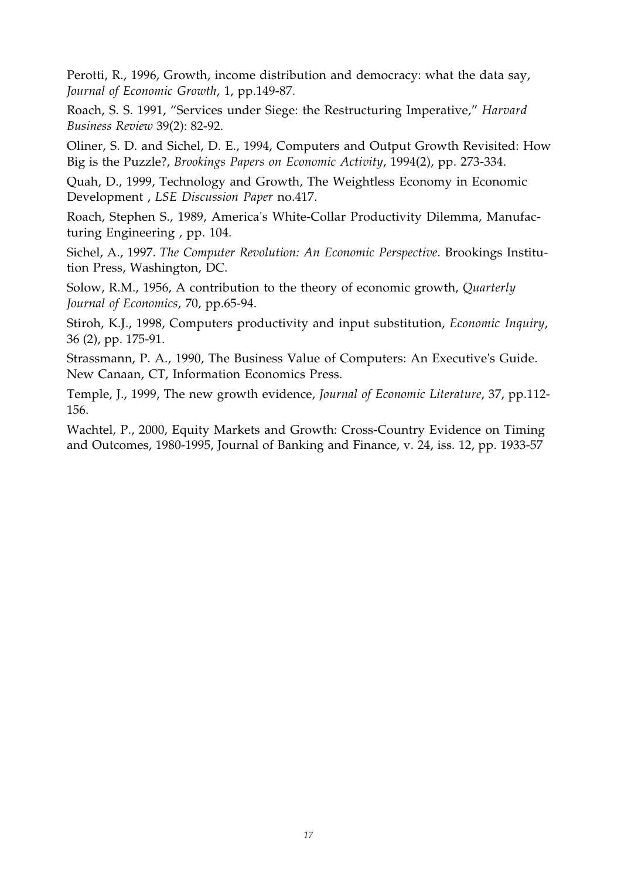Perotti, R., 1996, Growth, income distribution and democracy: what the data say, *Journal of Economic Growth*, 1, pp.149-87.

Roach, S. S. 1991, "Services under Siege: the Restructuring Imperative," *Harvard Business Review* 39(2): 82-92.

Oliner, S. D. and Sichel, D. E., 1994, Computers and Output Growth Revisited: How Big is the Puzzle?, *Brookings Papers on Economic Activity*, 1994(2), pp. 273-334.

Quah, D., 1999, Technology and Growth, The Weightless Economy in Economic Development , *LSE Discussion Paper* no.417.

Roach, Stephen S., 1989, America's White-Collar Productivity Dilemma, Manufacturing Engineering , pp. 104.

Sichel, A., 1997. *The Computer Revolution: An Economic Perspective*. Brookings Institution Press, Washington, DC.

Solow, R.M., 1956, A contribution to the theory of economic growth, *Quarterly Journal of Economics*, 70, pp.65-94.

Stiroh, K.J., 1998, Computers productivity and input substitution, *Economic Inquiry*, 36 (2), pp. 175-91.

Strassmann, P. A., 1990, The Business Value of Computers: An Executive's Guide. New Canaan, CT, Information Economics Press.

Temple, J., 1999, The new growth evidence, *Journal of Economic Literature*, 37, pp.112-156.

Wachtel, P., 2000, Equity Markets and Growth: Cross-Country Evidence on Timing and Outcomes, 1980-1995, Journal of Banking and Finance, v. 24, iss. 12, pp. 1933-57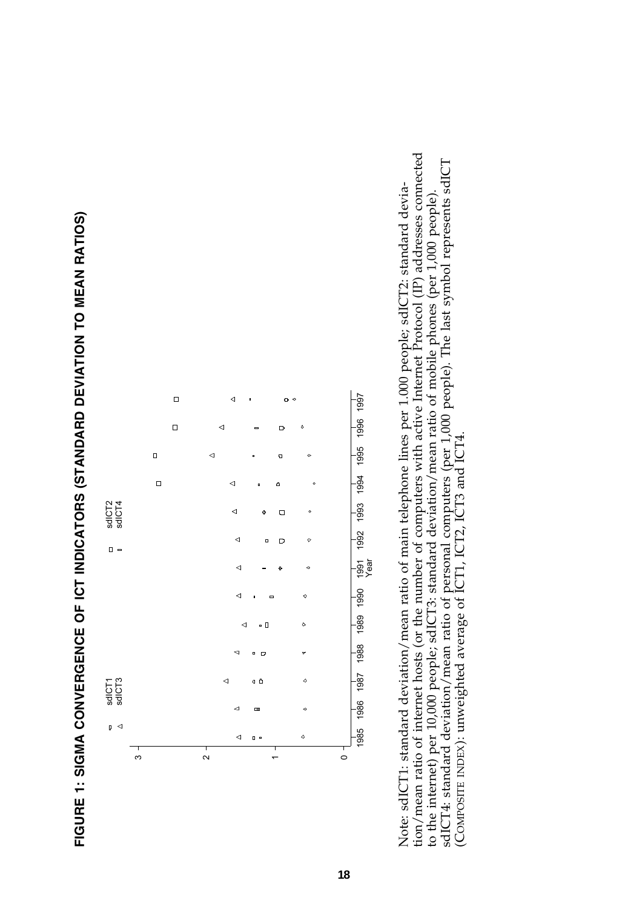**FIGURE 1: SIGMA CONVERGENCE OF ICT INDICATORS (STANDARD DEVIATION TO MEAN RATIOS)**

Note: sdICT1: standard deviation/mean ratio of main telephone lines per 1.000 people; sdICT2: standard deviation/mean ratio of internet hosts (or the number of computers with active Internet Protocol (IP) addresses connected to the internet) per 10,000 people; sdICT3: standard deviation/mean ratio of mobile phones (per 1,000 people). sdICT4: standard deviation/mean ratio of personal computers (per 1,000 people). The last symbol represents sdICT (COMPOSITE INDEX): unweighted average of ICT1, ICT2, ICT3 and ICT4.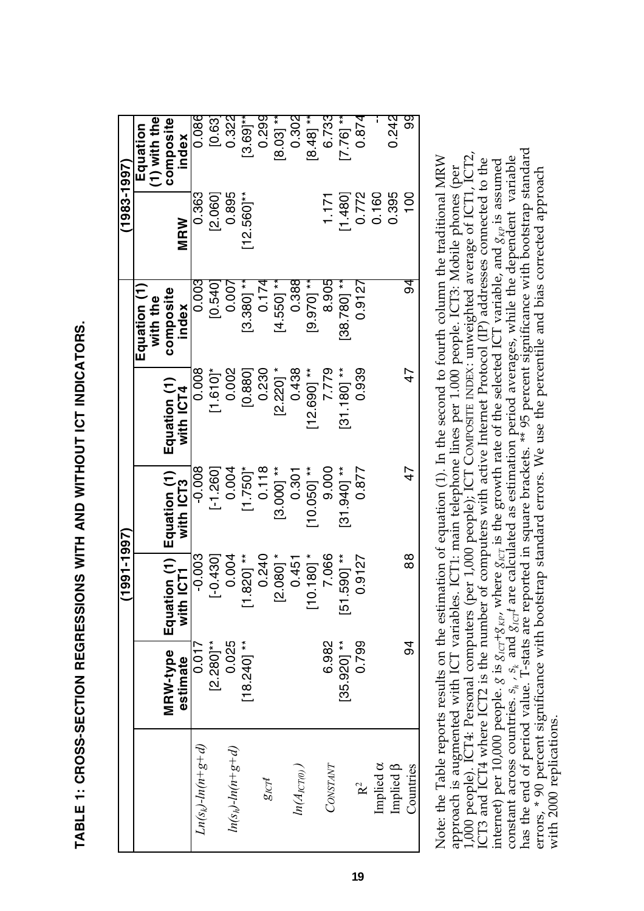# TABLE 1: CROSS-SECTION REGRESSIONS WITH AND WITHOUT ICT INDICATORS.

| | (1991-1997) | | | | | (1983-1997) | |
|---|---|---|---|---|---|---|---|
| | MRW-type estimate | Equation (1) with ICT1 | Equation (1) with ICT3 | Equation (1) with ICT4 | Equation (1) with the composite index | MRW | Equation (1) with the composite index |
| $Ln(s_k)$-$ln(n+g+d)$ | 0.017 | -0.003 | -0.008 | 0.008 | 0.003 | 0.363 | 0.086 |
| | [2.280]** | [-0.430] | [-1.260] | [1.610]* | [0.540] | [2.060] | [0.63] |
| $ln(s_h)$-$ln(n+g+d)$ | 0.025 | 0.004 | 0.004 | 0.002 | 0.007 | 0.895 | 0.322 |
| | [18.240] ** | [1.820] ** | [1.750]* | [0.880] | [3.380] ** | [12.560]** | [3.69]** |
| $g_{ICT}t$ | | 0.240 | 0.118 | 0.230 | 0.174 | | 0.299 |
| | | [2.080] * | [3.000] ** | [2.220] * | [4.550] ** | | [8.03] ** |
| $ln(A_{ICT(0)})$ | | 0.451 | 0.301 | 0.438 | 0.388 | | 0.302 |
| | | [10.180] * | [10.050] ** | [12.690] ** | [9.970] ** | | [8.48] ** |
| CONSTANT | 6.982 | 7.066 | 9.000 | 7.779 | 8.905 | 1.171 | 6.733 |
| | [35.920] ** | [51.590] ** | [31.940] ** | [31.180] ** | [38.780] ** | [1.480] | [7.76] ** |
| $R^2$ | 0.799 | 0.9127 | 0.877 | 0.939 | 0.9127 | 0.772 | 0.874 |
| Implied α | | | | | | 0.160 | - |
| Implied β | | | | | | 0.395 | 0.242 |
| Countries | 94 | 88 | 47 | 47 | 94 | 100 | 99 |

Note: the Table reports results on the estimation of equation (1). In the second to fourth column the traditional MRW approach is augmented with ICT variables. ICT1: main telephone lines per 1.000 people. ICT3: Mobile phones (per 1,000 people). ICT4: Personal computers (per 1,000 people); ICT COMPOSITE INDEX: unweighted average of ICT1, ICT2, ICT3 and ICT4 where ICT2 is the number of computers with active Internet Protocol (IP) addresses connected to the internet) per 10,000 people. $g$ is $g_{ICT}$+$g_{KP}$, where $g_{ICT}$ is the growth rate of the selected ICT variable, and $g_{KP}$ is assumed constant across countries. $s_h$ , $s_k$ and $g_{ICT}t$ are calculated as estimation period averages, while the dependent variable has the end of period value. T-stats are reported in square brackets. ** 95 percent significance with bootstrap standard errors, * 90 percent significance with bootstrap standard errors. We use the percentile and bias corrected approach with 2000 replications.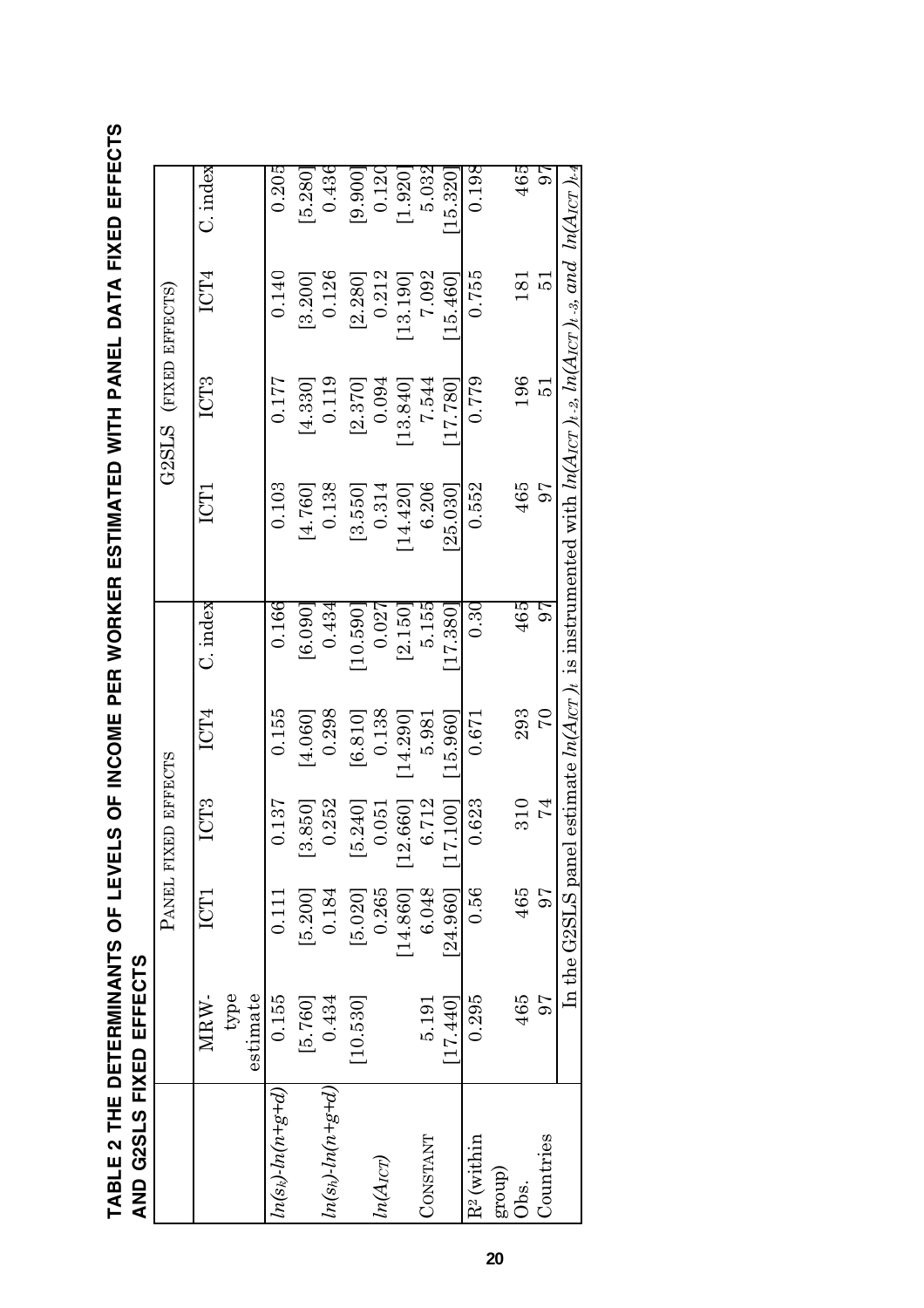**TABLE 2 THE DETERMINANTS OF LEVELS OF INCOME PER WORKER ESTIMATED WITH PANEL DATA FIXED EFFECTS AND G2SLS FIXED EFFECTS**

| | | PANEL FIXED EFFECTS | | | | G2SLS (FIXED EFFECTS) | | | |
|---|---|---|---|---|---|---|---|---|---|
| | MRW-type estimate | ICT1 | ICT3 | ICT4 | C. index | ICT1 | ICT3 | ICT4 | C. index |
| $ln(s_k)$-$ln(n+g+d)$ | 0.155 | 0.111 | 0.137 | 0.155 | 0.166 | 0.103 | 0.177 | 0.140 | 0.205 |
| | [5.760] | [5.200] | [3.850] | [4.060] | [6.090] | [4.760] | [4.330] | [3.200] | [5.280] |
| $ln(s_h)$-$ln(n+g+d)$ | 0.434 | 0.184 | 0.252 | 0.298 | 0.434 | 0.138 | 0.119 | 0.126 | 0.436 |
| | [10.530] | [5.020] | [5.240] | [6.810] | [10.590] | [3.550] | [2.370] | [2.280] | [9.900] |
| $ln(A_{ICT})$ | | 0.265 | 0.051 | 0.138 | 0.027 | 0.314 | 0.094 | 0.212 | 0.120 |
| | | [14.860] | [12.660] | [14.290] | [2.150] | [14.420] | [13.840] | [13.190] | [1.920] |
| CONSTANT | 5.191 | 6.048 | 6.712 | 5.981 | 5.155 | 6.206 | 7.544 | 7.092 | 5.032 |
| | [17.440] | [24.960] | [17.100] | [15.960] | [17.380] | [25.030] | [17.780] | [15.460] | [15.320] |
| $R^2$ (within group) | 0.295 | 0.56 | 0.623 | 0.671 | 0.30 | 0.552 | 0.779 | 0.755 | 0.198 |
| Obs. | 465 | 465 | 310 | 293 | 465 | 465 | 196 | 181 | 465 |
| Countries | 97 | 97 | 74 | 70 | 97 | 97 | 51 | 51 | 97 |

In the G2SLS panel estimate $ln(A_{ICT})_t$ is instrumented with $ln(A_{ICT})_{t-2}$, $ln(A_{ICT})_{t-3}$, and $ln(A_{ICT})_{t-4}$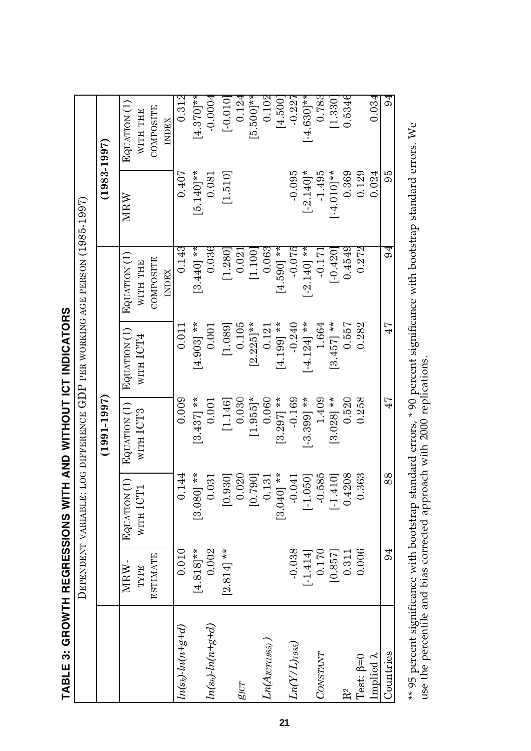# TABLE 3: GROWTH REGRESSIONS WITH AND WITHOUT ICT INDICATORS

| | Dependent variable: log difference GDP per working age person (1985-1997) | | | | | | |
|---|---|---|---|---|---|---|---|
| | | (1991-1997) | | | | (1983-1997) | |
| | MRW-type estimate | Equation (1) with ICT1 | Equation (1) with ICT3 | Equation (1) with ICT4 | Equation (1) with the composite index | MRW | Equation (1) with the composite index |
| $ln(s_k)$-$ln(n+g+d)$ | 0.010 | 0.144 | 0.009 | 0.011 | 0.143 | 0.407 | 0.312 |
| | [4.818]** | [3.080] ** | [3.437] ** | [4.903] ** | [3.440] ** | [5.140]** | [4.370]** |
| $ln(s_h)$-$ln(n+g+d)$ | 0.002 | 0.031 | 0.001 | 0.001 | 0.036 | 0.081 | -0.0004 |
| | [2.814] ** | [0.930] | [1.146] | [1.089] | [1.280] | [1.510] | [-0.010] |
| $g_{ICT}$ | | 0.020 | 0.030 | 0.105 | 0.021 | | 0.124 |
| | | [0.790] | [1.955]* | [2.225]** | [1.100] | | [5.500]** |
| $Ln(A_{ICT(1985)})$ | | 0.131 | 0.060 | 0.121 | 0.063 | | 0.102 |
| | | [3.040] ** | [3.297] ** | [4.199] ** | [4.590] ** | | [4.500] |
| $Ln(Y/L)_{1985}$ | -0.038 | -0.041 | -0.169 | -0.240 | -0.075 | -0.095 | -0.227 |
| | [-1.414] | [-1.050] | [-3.399] ** | [-4.124] ** | [-2.140] ** | [-2.140]* | [-4.630]** |
| Constant | 0.170 | -0.585 | 1.409 | 1.664 | -0.171 | -1.495 | 0.783 |
| | [0.857] | [-1.410] | [3.028] ** | [3.457] ** | [-0.420] | [-4.010]** | [1.330] |
| $R^2$ | 0.311 | 0.4208 | 0.520 | 0.557 | 0.4549 | 0.369 | 0.5346 |
| Test: β=0 | 0.006 | 0.363 | 0.258 | 0.282 | 0.272 | 0.129 | |
| Implied λ | | | | | | 0.024 | 0.034 |
| Countries | 94 | 88 | 47 | 47 | 94 | 95 | 94 |

** 95 percent significance with bootstrap standard errors, * 90 percent significance with bootstrap standard errors. We use the percentile and bias corrected approach with 2000 replications.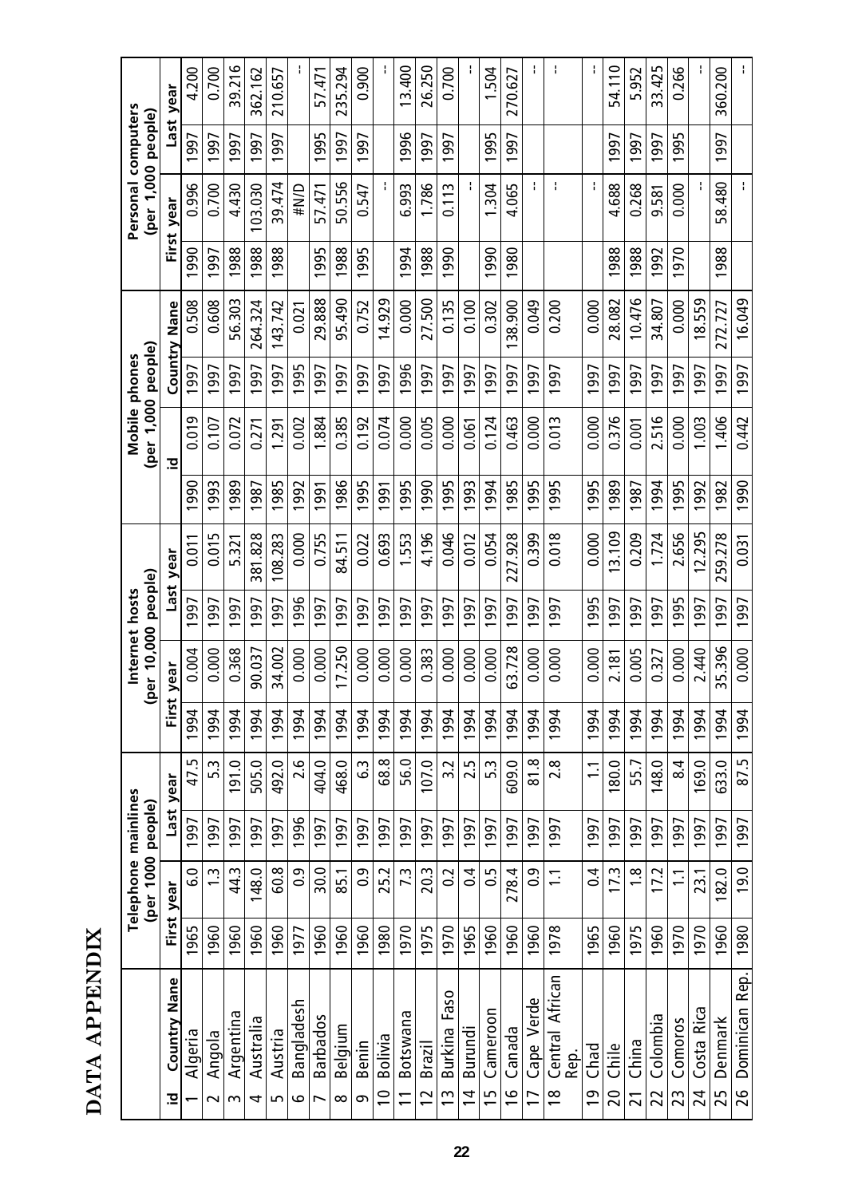# DATA APPENDIX

| id | Country Nane | Telephone mainlines (per 1000 people) | | | | Internet hosts (per 10,000 people) | | | | Mobile phones (per 1,000 people) | | | | Personal computers (per 1,000 people) | | | |
|---|---|---|---|---|---|---|---|---|---|---|---|---|---|---|---|---|---|
| | | First year | | Last year | | First year | | Last year | | id | | Country Nane | | First year | | Last year | |
| 1 | Algeria | 1965 | 6.0 | 1997 | 47.5 | 1994 | 0.004 | 1997 | 0.011 | 1990 | 0.019 | 1997 | 0.508 | 1990 | 0.996 | 1997 | 4.200 |
| 2 | Angola | 1960 | 1.3 | 1997 | 5.3 | 1994 | 0.000 | 1997 | 0.015 | 1993 | 0.107 | 1997 | 0.608 | 1997 | 0.700 | 1997 | 0.700 |
| 3 | Argentina | 1960 | 44.3 | 1997 | 191.0 | 1994 | 0.368 | 1997 | 5.321 | 1989 | 0.072 | 1997 | 56.303 | 1988 | 4.430 | 1997 | 39.216 |
| 4 | Australia | 1960 | 148.0 | 1997 | 505.0 | 1994 | 90.037 | 1997 | 381.828 | 1987 | 0.271 | 1997 | 264.324 | 1988 | 103.030 | 1997 | 362.162 |
| 5 | Austria | 1960 | 60.8 | 1997 | 492.0 | 1994 | 34.002 | 1997 | 108.283 | 1985 | 1.291 | 1997 | 143.742 | 1988 | 39.474 | 1997 | 210.657 |
| 6 | Bangladesh | 1977 | 0.9 | 1996 | 2.6 | 1994 | 0.000 | 1996 | 0.000 | 1992 | 0.002 | 1995 | 0.021 | | #N/D | | -- |
| 7 | Barbados | 1960 | 30.0 | 1997 | 404.0 | 1994 | 0.000 | 1997 | 0.755 | 1991 | 1.884 | 1997 | 29.888 | 1995 | 57.471 | 1995 | 57.471 |
| 8 | Belgium | 1960 | 85.1 | 1997 | 468.0 | 1994 | 17.250 | 1997 | 84.511 | 1986 | 0.385 | 1997 | 95.490 | 1988 | 50.556 | 1997 | 235.294 |
| 9 | Benin | 1960 | 0.9 | 1997 | 6.3 | 1994 | 0.000 | 1997 | 0.022 | 1995 | 0.192 | 1997 | 0.752 | 1995 | 0.547 | 1997 | 0.900 |
| 10 | Bolivia | 1980 | 25.2 | 1997 | 68.8 | 1994 | 0.000 | 1997 | 0.693 | 1991 | 0.074 | 1997 | 14.929 | | -- | | -- |
| 11 | Botswana | 1970 | 7.3 | 1997 | 56.0 | 1994 | 0.000 | 1997 | 1.553 | 1995 | 0.000 | 1996 | 0.000 | 1994 | 6.993 | 1996 | 13.400 |
| 12 | Brazil | 1975 | 20.3 | 1997 | 107.0 | 1994 | 0.383 | 1997 | 4.196 | 1990 | 0.005 | 1997 | 27.500 | 1988 | 1.786 | 1997 | 26.250 |
| 13 | Burkina Faso | 1970 | 0.2 | 1997 | 3.2 | 1994 | 0.000 | 1997 | 0.046 | 1995 | 0.000 | 1997 | 0.135 | 1990 | 0.113 | 1997 | 0.700 |
| 14 | Burundi | 1965 | 0.4 | 1997 | 2.5 | 1994 | 0.000 | 1997 | 0.012 | 1993 | 0.061 | 1997 | 0.100 | | -- | | -- |
| 15 | Cameroon | 1960 | 0.5 | 1997 | 5.3 | 1994 | 0.000 | 1997 | 0.054 | 1994 | 0.124 | 1997 | 0.302 | 1990 | 1.304 | 1995 | 1.504 |
| 16 | Canada | 1960 | 278.4 | 1997 | 609.0 | 1994 | 63.728 | 1997 | 227.928 | 1985 | 0.463 | 1997 | 138.900 | 1980 | 4.065 | 1997 | 270.627 |
| 17 | Cape Verde | 1960 | 0.9 | 1997 | 81.8 | 1994 | 0.000 | 1997 | 0.399 | 1995 | 0.000 | 1997 | 0.049 | | -- | | -- |
| 18 | Central African Rep. | 1978 | 1.1 | 1997 | 2.8 | 1994 | 0.000 | 1997 | 0.018 | 1995 | 0.013 | 1997 | 0.200 | | -- | | -- |
| 19 | Chad | 1965 | 0.4 | 1997 | 1.1 | 1994 | 0.000 | 1995 | 0.000 | 1995 | 0.000 | 1997 | 0.000 | | -- | | -- |
| 20 | Chile | 1960 | 17.3 | 1997 | 180.0 | 1994 | 2.181 | 1997 | 13.109 | 1989 | 0.376 | 1997 | 28.082 | 1988 | 4.688 | 1997 | 54.110 |
| 21 | China | 1975 | 1.8 | 1997 | 55.7 | 1994 | 0.005 | 1997 | 0.209 | 1987 | 0.001 | 1997 | 10.476 | 1988 | 0.268 | 1997 | 5.952 |
| 22 | Colombia | 1960 | 17.2 | 1997 | 148.0 | 1994 | 0.327 | 1997 | 1.724 | 1994 | 2.516 | 1997 | 34.807 | 1992 | 9.581 | 1997 | 33.425 |
| 23 | Comoros | 1970 | 1.1 | 1997 | 8.4 | 1994 | 0.000 | 1995 | 2.656 | 1995 | 0.000 | 1997 | 0.000 | 1970 | 0.000 | 1995 | 0.266 |
| 24 | Costa Rica | 1970 | 23.1 | 1997 | 169.0 | 1994 | 2.440 | 1997 | 12.295 | 1992 | 1.003 | 1997 | 18.559 | | -- | | -- |
| 25 | Denmark | 1960 | 182.0 | 1997 | 633.0 | 1994 | 35.396 | 1997 | 259.278 | 1982 | 1.406 | 1997 | 272.727 | 1988 | 58.480 | 1997 | 360.200 |
| 26 | Dominican Rep. | 1980 | 19.0 | 1997 | 87.5 | 1994 | 0.000 | 1997 | 0.031 | 1990 | 0.442 | 1997 | 16.049 | | -- | | -- |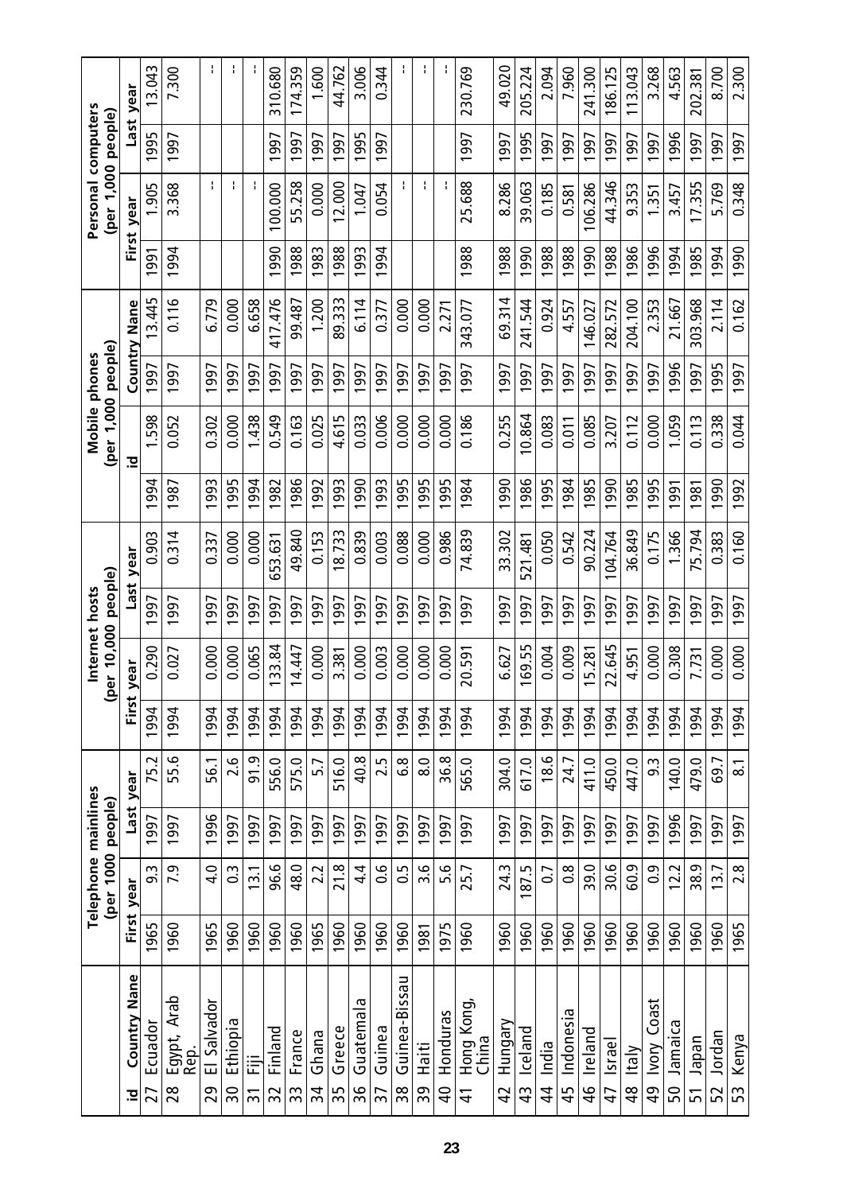| id | Country Nane | Telephone mainlines (per 1000 people) | | | | Internet hosts (per 10,000 people) | | | | Mobile phones (per 1,000 people) | | | | Personal computers (per 1,000 people) | | | |
|---|---|---|---|---|---|---|---|---|---|---|---|---|---|---|---|---|---|
| | | First year | | Last year | | First year | | Last year | | id | | Country Nane | | First year | | Last year | |
| 27 | Ecuador | 1965 | 9.3 | 1997 | 75.2 | 1994 | 0.290 | 1997 | 0.903 | 1994 | 1.598 | 1997 | 13.445 | 1991 | 1.905 | 1995 | 13.043 |
| 28 | Egypt, Arab Rep. | 1960 | 7.9 | 1997 | 55.6 | 1994 | 0.027 | 1997 | 0.314 | 1987 | 0.052 | 1997 | 0.116 | 1994 | 3.368 | 1997 | 7.300 |
| 29 | El Salvador | 1965 | 4.0 | 1996 | 56.1 | 1994 | 0.000 | 1997 | 0.337 | 1993 | 0.302 | 1997 | 6.779 | | .. | | .. |
| 30 | Ethiopia | 1960 | 0.3 | 1997 | 2.6 | 1994 | 0.000 | 1997 | 0.000 | 1995 | 0.000 | 1997 | 0.000 | | .. | | .. |
| 31 | Fiji | 1960 | 13.1 | 1997 | 91.9 | 1994 | 0.065 | 1997 | 0.000 | 1994 | 1.438 | 1997 | 6.658 | | .. | | .. |
| 32 | Finland | 1960 | 96.6 | 1997 | 556.0 | 1994 | 133.84 | 1997 | 653.631 | 1982 | 0.549 | 1997 | 417.476 | 1990 | 100.000 | 1997 | 310.680 |
| 33 | France | 1960 | 48.0 | 1997 | 575.0 | 1994 | 14.447 | 1997 | 49.840 | 1986 | 0.163 | 1997 | 99.487 | 1988 | 55.258 | 1997 | 174.359 |
| 34 | Ghana | 1965 | 2.2 | 1997 | 5.7 | 1994 | 0.000 | 1997 | 0.153 | 1992 | 0.025 | 1997 | 1.200 | 1983 | 0.000 | 1997 | 1.600 |
| 35 | Greece | 1960 | 21.8 | 1997 | 516.0 | 1994 | 3.381 | 1997 | 18.733 | 1993 | 4.615 | 1997 | 89.333 | 1988 | 12.000 | 1997 | 44.762 |
| 36 | Guatemala | 1960 | 4.4 | 1997 | 40.8 | 1994 | 0.000 | 1997 | 0.839 | 1990 | 0.033 | 1997 | 6.114 | 1993 | 1.047 | 1995 | 3.006 |
| 37 | Guinea | 1960 | 0.6 | 1997 | 2.5 | 1994 | 0.003 | 1997 | 0.003 | 1993 | 0.006 | 1997 | 0.377 | 1994 | 0.054 | 1997 | 0.344 |
| 38 | Guinea-Bissau | 1960 | 0.5 | 1997 | 6.8 | 1994 | 0.000 | 1997 | 0.088 | 1995 | 0.000 | 1997 | 0.000 | | .. | | .. |
| 39 | Haiti | 1981 | 3.6 | 1997 | 8.0 | 1994 | 0.000 | 1997 | 0.000 | 1995 | 0.000 | 1997 | 0.000 | | .. | | .. |
| 40 | Honduras | 1975 | 5.6 | 1997 | 36.8 | 1994 | 0.000 | 1997 | 0.986 | 1995 | 0.000 | 1997 | 2.271 | | .. | | .. |
| 41 | Hong Kong, China | 1960 | 25.7 | 1997 | 565.0 | 1994 | 20.591 | 1997 | 74.839 | 1984 | 0.186 | 1997 | 343.077 | 1988 | 25.688 | 1997 | 230.769 |
| 42 | Hungary | 1960 | 24.3 | 1997 | 304.0 | 1994 | 6.627 | 1997 | 33.302 | 1990 | 0.255 | 1997 | 69.314 | 1988 | 8.286 | 1997 | 49.020 |
| 43 | Iceland | 1960 | 187.5 | 1997 | 617.0 | 1994 | 169.55 | 1997 | 521.481 | 1986 | 10.864 | 1997 | 241.544 | 1990 | 39.063 | 1995 | 205.224 |
| 44 | India | 1960 | 0.7 | 1997 | 18.6 | 1994 | 0.004 | 1997 | 0.050 | 1995 | 0.083 | 1997 | 0.924 | 1988 | 0.185 | 1997 | 2.094 |
| 45 | Indonesia | 1960 | 0.8 | 1997 | 24.7 | 1994 | 0.009 | 1997 | 0.542 | 1984 | 0.011 | 1997 | 4.557 | 1988 | 0.581 | 1997 | 7.960 |
| 46 | Ireland | 1960 | 39.0 | 1997 | 411.0 | 1994 | 15.281 | 1997 | 90.224 | 1985 | 0.085 | 1997 | 146.027 | 1990 | 106.286 | 1997 | 241.300 |
| 47 | Israel | 1960 | 30.6 | 1997 | 450.0 | 1994 | 22.645 | 1997 | 104.764 | 1990 | 3.207 | 1997 | 282.572 | 1988 | 44.346 | 1997 | 186.125 |
| 48 | Italy | 1960 | 60.9 | 1997 | 447.0 | 1994 | 4.951 | 1997 | 36.849 | 1985 | 0.112 | 1997 | 204.100 | 1986 | 9.353 | 1997 | 113.043 |
| 49 | Ivory Coast | 1960 | 0.9 | 1997 | 9.3 | 1994 | 0.000 | 1997 | 0.175 | 1995 | 0.000 | 1997 | 2.353 | 1996 | 1.351 | 1997 | 3.268 |
| 50 | Jamaica | 1960 | 12.2 | 1996 | 140.0 | 1994 | 0.308 | 1997 | 1.366 | 1991 | 1.059 | 1996 | 21.667 | 1994 | 3.457 | 1996 | 4.563 |
| 51 | Japan | 1960 | 38.9 | 1997 | 479.0 | 1994 | 7.731 | 1997 | 75.794 | 1981 | 0.113 | 1997 | 303.968 | 1985 | 17.355 | 1997 | 202.381 |
| 52 | Jordan | 1960 | 13.7 | 1997 | 69.7 | 1994 | 0.000 | 1997 | 0.383 | 1990 | 0.338 | 1995 | 2.114 | 1994 | 5.769 | 1997 | 8.700 |
| 53 | Kenya | 1965 | 2.8 | 1997 | 8.1 | 1994 | 0.000 | 1997 | 0.160 | 1992 | 0.044 | 1997 | 0.162 | 1990 | 0.348 | 1997 | 2.300 |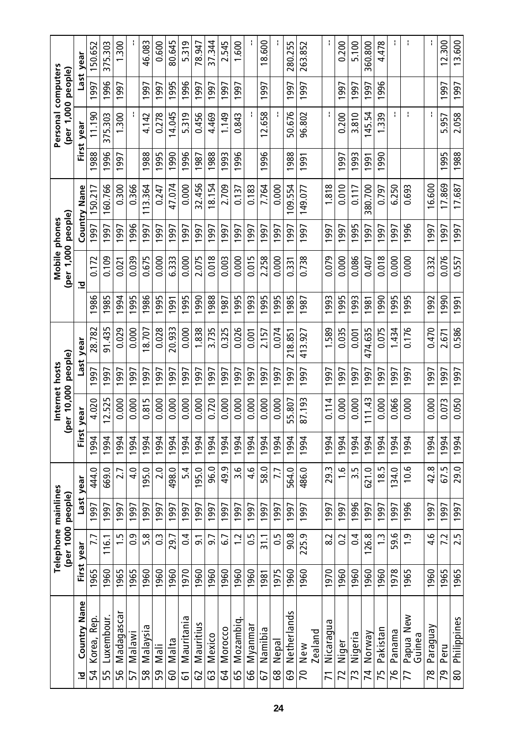| id | Country Nane | Telephone mainlines (per 1000 people) | | | | Internet hosts (per 10,000 people) | | | | Mobile phones (per 1,000 people) | | | | Personal computers (per 1,000 people) | | | |
|---|---|---|---|---|---|---|---|---|---|---|---|---|---|---|---|---|---|
| | | First year | | Last year | | First year | | Last year | | id | | Country Nane | | First year | | Last year | |
| 54 | Korea, Rep. | 1965 | 7.7 | 1997 | 444.0 | 1994 | 4.020 | 1997 | 28.782 | 1986 | 0.172 | 1997 | 150.217 | 1988 | 11.190 | 1997 | 150.652 |
| 55 | Luxembour. | 1960 | 116.1 | 1997 | 669.0 | 1994 | 12.525 | 1997 | 91.435 | 1985 | 0.109 | 1997 | 160.766 | 1996 | 375.303 | 1996 | 375.303 |
| 56 | Madagascar | 1965 | 1.5 | 1997 | 2.7 | 1994 | 0.000 | 1997 | 0.029 | 1994 | 0.021 | 1997 | 0.300 | 1997 | 1.300 | 1997 | 1.300 |
| 57 | Malawi | 1965 | 0.9 | 1997 | 4.0 | 1994 | 0.000 | 1997 | 0.000 | 1995 | 0.039 | 1996 | 0.366 | | -- | | -- |
| 58 | Malaysia | 1960 | 5.8 | 1997 | 195.0 | 1994 | 0.815 | 1997 | 18.707 | 1986 | 0.675 | 1997 | 113.364 | 1988 | 4.142 | 1997 | 46.083 |
| 59 | Mali | 1960 | 0.3 | 1997 | 2.0 | 1994 | 0.000 | 1997 | 0.028 | 1995 | 0.000 | 1997 | 0.247 | 1995 | 0.278 | 1997 | 0.600 |
| 60 | Malta | 1960 | 29.7 | 1997 | 498.0 | 1994 | 0.000 | 1997 | 20.933 | 1991 | 6.333 | 1997 | 47.074 | 1990 | 14.045 | 1995 | 80.645 |
| 61 | Mauritania | 1970 | 0.4 | 1997 | 5.4 | 1994 | 0.000 | 1997 | 0.000 | 1995 | 0.000 | 1997 | 0.000 | 1996 | 5.319 | 1996 | 5.319 |
| 62 | Mauritius | 1960 | 9.1 | 1997 | 195.0 | 1994 | 0.000 | 1997 | 1.838 | 1990 | 2.075 | 1997 | 32.456 | 1987 | 0.456 | 1997 | 78.947 |
| 63 | Mexico | 1960 | 9.7 | 1997 | 96.0 | 1994 | 0.720 | 1997 | 3.735 | 1988 | 0.018 | 1997 | 18.154 | 1988 | 4.469 | 1997 | 37.344 |
| 64 | Morocco | 1960 | 6.7 | 1997 | 49.9 | 1994 | 0.000 | 1997 | 0.325 | 1987 | 0.003 | 1997 | 2.709 | 1993 | 1.149 | 1997 | 2.545 |
| 65 | Mozambiq. | 1960 | 1.2 | 1997 | 3.6 | 1994 | 0.000 | 1997 | 0.026 | 1995 | 0.000 | 1997 | 0.137 | 1996 | 0.843 | 1997 | 1.600 |
| 66 | Myanmar | 1960 | 0.5 | 1997 | 4.6 | 1994 | 0.000 | 1997 | 0.001 | 1993 | 0.015 | 1997 | 0.183 | | -- | | -- |
| 67 | Namibia | 1981 | 31.1 | 1997 | 58.0 | 1994 | 0.000 | 1997 | 2.157 | 1995 | 2.258 | 1997 | 7.764 | 1996 | 12.658 | 1997 | 18.600 |
| 68 | Nepal | 1975 | 0.5 | 1997 | 7.7 | 1994 | 0.000 | 1997 | 0.074 | 1995 | 0.000 | 1997 | 0.000 | | -- | | -- |
| 69 | Netherlands | 1960 | 90.8 | 1997 | 564.0 | 1994 | 55.807 | 1997 | 218.851 | 1985 | 0.331 | 1997 | 109.554 | 1988 | 50.676 | 1997 | 280.255 |
| 70 | New Zealand | 1960 | 225.9 | 1997 | 486.0 | 1994 | 87.193 | 1997 | 413.927 | 1987 | 0.738 | 1997 | 149.077 | 1991 | 96.802 | 1997 | 263.852 |
| 71 | Nicaragua | 1970 | 8.2 | 1997 | 29.3 | 1994 | 0.114 | 1997 | 1.589 | 1993 | 0.079 | 1997 | 1.818 | | -- | | -- |
| 72 | Niger | 1960 | 0.2 | 1997 | 1.6 | 1994 | 0.000 | 1997 | 0.035 | 1995 | 0.000 | 1997 | 0.010 | 1997 | 0.200 | 1997 | 0.200 |
| 73 | Nigeria | 1960 | 0.4 | 1996 | 3.5 | 1994 | 0.000 | 1997 | 0.001 | 1993 | 0.086 | 1995 | 0.117 | 1993 | 3.810 | 1997 | 5.100 |
| 74 | Norway | 1960 | 126.8 | 1997 | 621.0 | 1994 | 111.43 | 1997 | 474.635 | 1981 | 0.407 | 1997 | 380.700 | 1991 | 145.54 | 1997 | 360.800 |
| 75 | Pakistan | 1960 | 1.3 | 1997 | 18.5 | 1994 | 0.000 | 1997 | 0.075 | 1990 | 0.018 | 1997 | 0.797 | 1990 | 1.339 | 1996 | 4.478 |
| 76 | Panama | 1978 | 59.6 | 1997 | 134.0 | 1994 | 0.066 | 1997 | 1.434 | 1995 | 0.000 | 1997 | 6.250 | | -- | | -- |
| 77 | Papua New Guinea | 1965 | 1.9 | 1996 | 10.6 | 1994 | 0.000 | 1997 | 0.176 | 1995 | 0.000 | 1996 | 0.693 | | -- | | -- |
| 78 | Paraguay | 1960 | 4.6 | 1997 | 42.8 | 1994 | 0.000 | 1997 | 0.470 | 1992 | 0.332 | 1997 | 16.600 | | -- | | -- |
| 79 | Peru | 1965 | 7.2 | 1997 | 67.5 | 1994 | 0.073 | 1997 | 2.671 | 1990 | 0.076 | 1997 | 17.869 | 1995 | 5.957 | 1997 | 12.300 |
| 80 | Philippines | 1965 | 2.5 | 1997 | 29.0 | 1994 | 0.050 | 1997 | 0.586 | 1991 | 0.557 | 1997 | 17.687 | 1988 | 2.058 | 1997 | 13.600 |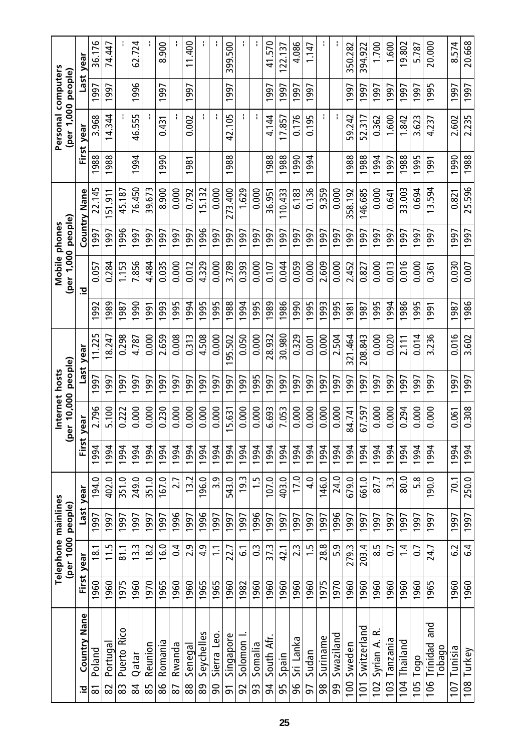| id | Country Nane | Telephone mainlines (per 1000 people) | | | | Internet hosts (per 10,000 people) | | | | Mobile phones (per 1,000 people) | | | | Personal computers (per 1,000 people) | | | |
|---|---|---|---|---|---|---|---|---|---|---|---|---|---|---|---|---|---|
| | | First year | | Last year | | First year | | Last year | | id | | Country Nane | | First year | | Last year | |
| 81 | Poland | 1960 | 18.1 | 1997 | 194.0 | 1994 | 2.796 | 1997 | 11.225 | 1992 | 0.057 | 1997 | 22.145 | 1988 | 3.968 | 1997 | 36.176 |
| 82 | Portugal | 1960 | 11.5 | 1997 | 402.0 | 1994 | 5.100 | 1997 | 18.247 | 1989 | 0.284 | 1997 | 151.911 | 1988 | 14.344 | 1997 | 74.447 |
| 83 | Puerto Rico | 1975 | 81.1 | 1997 | 351.0 | 1994 | 0.222 | 1997 | 0.298 | 1987 | 1.153 | 1996 | 45.187 | | -- | | -- |
| 84 | Qatar | 1960 | 13.3 | 1997 | 249.0 | 1994 | 0.000 | 1997 | 4.787 | 1990 | 7.856 | 1997 | 76.450 | 1994 | 46.555 | 1996 | 62.724 |
| 85 | Reunion | 1970 | 18.2 | 1997 | 351.0 | 1994 | 0.000 | 1997 | 0.000 | 1991 | 4.484 | 1997 | 39.673 | | -- | | -- |
| 86 | Romania | 1965 | 16.0 | 1997 | 167.0 | 1994 | 0.230 | 1997 | 2.659 | 1993 | 0.035 | 1997 | 8.900 | 1990 | 0.431 | 1997 | 8.900 |
| 87 | Rwanda | 1960 | 0.4 | 1996 | 2.7 | 1994 | 0.000 | 1997 | 0.008 | 1995 | 0.000 | 1997 | 0.000 | | -- | | -- |
| 88 | Senegal | 1960 | 2.9 | 1997 | 13.2 | 1994 | 0.000 | 1997 | 0.313 | 1994 | 0.012 | 1997 | 0.792 | 1981 | 0.002 | 1997 | 11.400 |
| 89 | Seychelles | 1965 | 4.9 | 1996 | 196.0 | 1994 | 0.000 | 1997 | 4.508 | 1995 | 4.329 | 1996 | 15.132 | | -- | | -- |
| 90 | Sierra Leo. | 1965 | 1.1 | 1997 | 3.9 | 1994 | 0.000 | 1997 | 0.000 | 1995 | 0.000 | 1997 | 0.000 | | -- | | -- |
| 91 | Singapore | 1960 | 22.7 | 1997 | 543.0 | 1994 | 15.631 | 1997 | 195.502 | 1988 | 3.789 | 1997 | 273.400 | 1988 | 42.105 | 1997 | 399.500 |
| 92 | Solomon I. | 1982 | 6.1 | 1997 | 19.3 | 1994 | 0.000 | 1997 | 0.050 | 1994 | 0.393 | 1997 | 1.629 | | -- | | -- |
| 93 | Somalia | 1960 | 0.3 | 1996 | 1.5 | 1994 | 0.000 | 1995 | 0.000 | 1995 | 0.000 | 1997 | 0.000 | | -- | | -- |
| 94 | South Afr. | 1960 | 37.3 | 1997 | 107.0 | 1994 | 6.693 | 1997 | 28.932 | 1989 | 0.107 | 1997 | 36.951 | 1988 | 4.144 | 1997 | 41.570 |
| 95 | Spain | 1960 | 42.1 | 1997 | 403.0 | 1994 | 7.053 | 1997 | 30.980 | 1986 | 0.044 | 1997 | 110.433 | 1988 | 17.857 | 1997 | 122.137 |
| 96 | Sri Lanka | 1960 | 2.3 | 1997 | 17.0 | 1994 | 0.000 | 1997 | 0.329 | 1990 | 0.059 | 1997 | 6.183 | 1990 | 0.176 | 1997 | 4.086 |
| 97 | Sudan | 1960 | 1.5 | 1997 | 4.0 | 1994 | 0.000 | 1997 | 0.001 | 1995 | 0.000 | 1997 | 0.136 | 1994 | 0.195 | 1997 | 1.147 |
| 98 | Suriname | 1975 | 28.8 | 1997 | 146.0 | 1994 | 0.000 | 1997 | 0.000 | 1993 | 2.609 | 1997 | 9.359 | | -- | | -- |
| 99 | Swaziland | 1970 | 5.9 | 1996 | 24.0 | 1994 | 0.000 | 1997 | 2.504 | 1995 | 0.000 | 1997 | 0.000 | | -- | | -- |
| 100 | Sweden | 1960 | 279.3 | 1997 | 679.0 | 1994 | 84.741 | 1997 | 321.464 | 1981 | 2.452 | 1997 | 358.192 | 1988 | 59.242 | 1997 | 350.282 |
| 101 | Switzerland | 1960 | 203.4 | 1997 | 661.0 | 1994 | 67.597 | 1997 | 208.843 | 1987 | 0.827 | 1997 | 146.685 | 1988 | 52.317 | 1997 | 394.922 |
| 102 | Syrian A. R. | 1960 | 8.5 | 1997 | 87.7 | 1994 | 0.000 | 1997 | 0.000 | 1995 | 0.000 | 1997 | 0.000 | 1994 | 0.362 | 1997 | 1.700 |
| 103 | Tanzania | 1960 | 0.7 | 1997 | 3.3 | 1994 | 0.000 | 1997 | 0.020 | 1994 | 0.013 | 1997 | 0.641 | 1997 | 1.600 | 1997 | 1.600 |
| 104 | Thailand | 1960 | 1.4 | 1997 | 80.0 | 1994 | 0.294 | 1997 | 2.111 | 1986 | 0.016 | 1997 | 33.003 | 1988 | 1.842 | 1997 | 19.802 |
| 105 | Togo | 1960 | 0.7 | 1997 | 5.8 | 1994 | 0.000 | 1997 | 0.014 | 1995 | 0.000 | 1997 | 0.694 | 1995 | 3.623 | 1997 | 5.787 |
| 106 | Trinidad and Tobago | 1965 | 24.7 | 1997 | 190.0 | 1994 | 0.000 | 1997 | 3.236 | 1991 | 0.361 | 1997 | 13.594 | 1991 | 4.237 | 1995 | 20.000 |
| 107 | Tunisia | 1960 | 6.2 | 1997 | 70.1 | 1994 | 0.061 | 1997 | 0.016 | 1987 | 0.030 | 1997 | 0.821 | 1990 | 2.602 | 1997 | 8.574 |
| 108 | Turkey | 1960 | 6.4 | 1997 | 250.0 | 1994 | 0.308 | 1997 | 3.602 | 1986 | 0.007 | 1997 | 25.596 | 1988 | 2.235 | 1997 | 20.668 |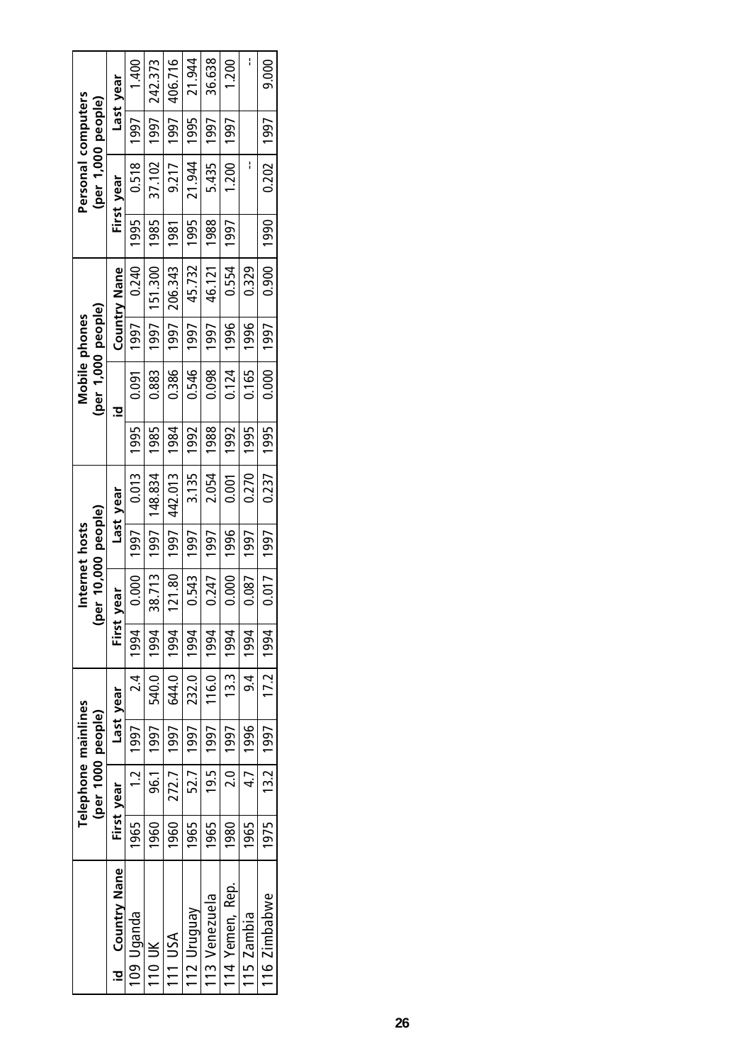| id | Country Nane | Telephone mainlines (per 1000 people) | | | | Internet hosts (per 10,000 people) | | | | Mobile phones (per 1,000 people) | | | | Personal computers (per 1,000 people) | | | |
|---|---|---|---|---|---|---|---|---|---|---|---|---|---|---|---|---|---|
| | | First year | | Last year | | First year | | Last year | | id | | Country Nane | | First year | | Last year | |
| 109 | Uganda | 1965 | 1.2 | 1997 | 2.4 | 1994 | 0.000 | 1997 | 0.013 | 1995 | 0.091 | 1997 | 0.240 | 1995 | 0.518 | 1997 | 1.400 |
| 110 | UK | 1960 | 96.1 | 1997 | 540.0 | 1994 | 38.713 | 1997 | 148.834 | 1985 | 0.883 | 1997 | 151.300 | 1985 | 37.102 | 1997 | 242.373 |
| 111 | USA | 1960 | 272.7 | 1997 | 644.0 | 1994 | 121.80 | 1997 | 442.013 | 1984 | 0.386 | 1997 | 206.343 | 1981 | 9.217 | 1997 | 406.716 |
| 112 | Uruguay | 1965 | 52.7 | 1997 | 232.0 | 1994 | 0.543 | 1997 | 3.135 | 1992 | 0.546 | 1997 | 45.732 | 1995 | 21.944 | 1995 | 21.944 |
| 113 | Venezuela | 1965 | 19.5 | 1997 | 116.0 | 1994 | 0.247 | 1997 | 2.054 | 1988 | 0.098 | 1997 | 46.121 | 1988 | 5.435 | 1997 | 36.638 |
| 114 | Yemen, Rep. | 1980 | 2.0 | 1997 | 13.3 | 1994 | 0.000 | 1996 | 0.001 | 1992 | 0.124 | 1996 | 0.554 | 1997 | 1.200 | 1997 | 1.200 |
| 115 | Zambia | 1965 | 4.7 | 1996 | 9.4 | 1994 | 0.087 | 1997 | 0.270 | 1995 | 0.165 | 1996 | 0.329 | | -- | | -- |
| 116 | Zimbabwe | 1975 | 13.2 | 1997 | 17.2 | 1994 | 0.017 | 1997 | 0.237 | 1995 | 0.000 | 1997 | 0.900 | 1990 | 0.202 | 1997 | 9.000 |